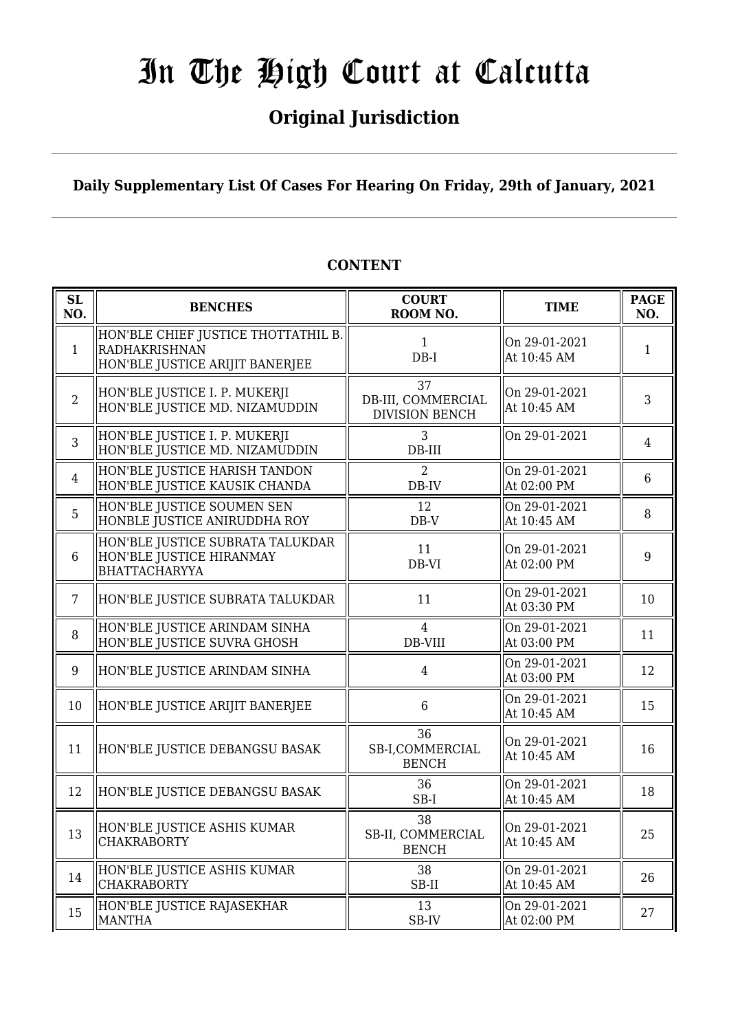# In The High Court at Calcutta

## Original Jurisdiction

### Daily Supplementary List Of Cases For Hearing On Friday, 29th of January, 2021

### CONTENT

| SL NO. | BENCHES | COURT ROOM NO. | TIME | PAGE NO. |
|---|---|---|---|---|
| 1 | HON'BLE CHIEF JUSTICE THOTTATHIL B. RADHAKRISHNAN<br>HON'BLE JUSTICE ARIJIT BANERJEE | 1<br>DB-I | On 29-01-2021<br>At 10:45 AM | 1 |
| 2 | HON'BLE JUSTICE I. P. MUKERJI<br>HON'BLE JUSTICE MD. NIZAMUDDIN | 37<br>DB-III, COMMERCIAL DIVISION BENCH | On 29-01-2021<br>At 10:45 AM | 3 |
| 3 | HON'BLE JUSTICE I. P. MUKERJI<br>HON'BLE JUSTICE MD. NIZAMUDDIN | 3<br>DB-III | On 29-01-2021 | 4 |
| 4 | HON'BLE JUSTICE HARISH TANDON<br>HON'BLE JUSTICE KAUSIK CHANDA | 2<br>DB-IV | On 29-01-2021<br>At 02:00 PM | 6 |
| 5 | HON'BLE JUSTICE SOUMEN SEN<br>HONBLE JUSTICE ANIRUDDHA ROY | 12<br>DB-V | On 29-01-2021<br>At 10:45 AM | 8 |
| 6 | HON'BLE JUSTICE SUBRATA TALUKDAR<br>HON'BLE JUSTICE HIRANMAY BHATTACHARYYA | 11<br>DB-VI | On 29-01-2021<br>At 02:00 PM | 9 |
| 7 | HON'BLE JUSTICE SUBRATA TALUKDAR | 11 | On 29-01-2021<br>At 03:30 PM | 10 |
| 8 | HON'BLE JUSTICE ARINDAM SINHA<br>HON'BLE JUSTICE SUVRA GHOSH | 4<br>DB-VIII | On 29-01-2021<br>At 03:00 PM | 11 |
| 9 | HON'BLE JUSTICE ARINDAM SINHA | 4 | On 29-01-2021<br>At 03:00 PM | 12 |
| 10 | HON'BLE JUSTICE ARIJIT BANERJEE | 6 | On 29-01-2021<br>At 10:45 AM | 15 |
| 11 | HON'BLE JUSTICE DEBANGSU BASAK | 36<br>SB-I,COMMERCIAL BENCH | On 29-01-2021<br>At 10:45 AM | 16 |
| 12 | HON'BLE JUSTICE DEBANGSU BASAK | 36<br>SB-I | On 29-01-2021<br>At 10:45 AM | 18 |
| 13 | HON'BLE JUSTICE ASHIS KUMAR CHAKRABORTY | 38<br>SB-II, COMMERCIAL BENCH | On 29-01-2021<br>At 10:45 AM | 25 |
| 14 | HON'BLE JUSTICE ASHIS KUMAR CHAKRABORTY | 38<br>SB-II | On 29-01-2021<br>At 10:45 AM | 26 |
| 15 | HON'BLE JUSTICE RAJASEKHAR MANTHA | 13<br>SB-IV | On 29-01-2021<br>At 02:00 PM | 27 |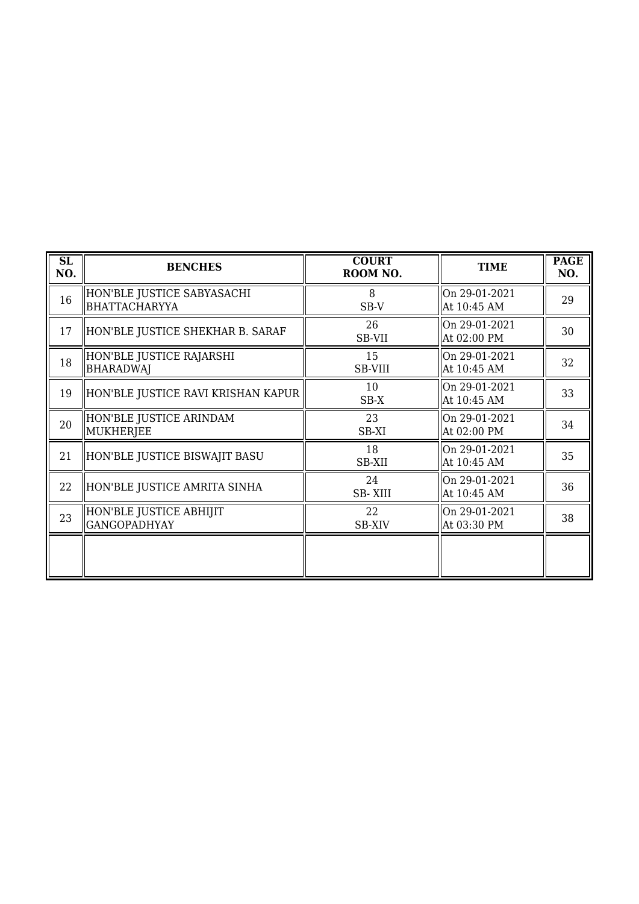| SL NO. | BENCHES | COURT ROOM NO. | TIME | PAGE NO. |
|---|---|---|---|---|
| 16 | HON'BLE JUSTICE SABYASACHI BHATTACHARYYA | 8<br>SB-V | On 29-01-2021<br>At 10:45 AM | 29 |
| 17 | HON'BLE JUSTICE SHEKHAR B. SARAF | 26<br>SB-VII | On 29-01-2021<br>At 02:00 PM | 30 |
| 18 | HON'BLE JUSTICE RAJARSHI BHARADWAJ | 15<br>SB-VIII | On 29-01-2021<br>At 10:45 AM | 32 |
| 19 | HON'BLE JUSTICE RAVI KRISHAN KAPUR | 10<br>SB-X | On 29-01-2021<br>At 10:45 AM | 33 |
| 20 | HON'BLE JUSTICE ARINDAM MUKHERJEE | 23<br>SB-XI | On 29-01-2021<br>At 02:00 PM | 34 |
| 21 | HON'BLE JUSTICE BISWAJIT BASU | 18<br>SB-XII | On 29-01-2021<br>At 10:45 AM | 35 |
| 22 | HON'BLE JUSTICE AMRITA SINHA | 24<br>SB- XIII | On 29-01-2021<br>At 10:45 AM | 36 |
| 23 | HON'BLE JUSTICE ABHIJIT GANGOPADHYAY | 22<br>SB-XIV | On 29-01-2021<br>At 03:30 PM | 38 |
| | | | | |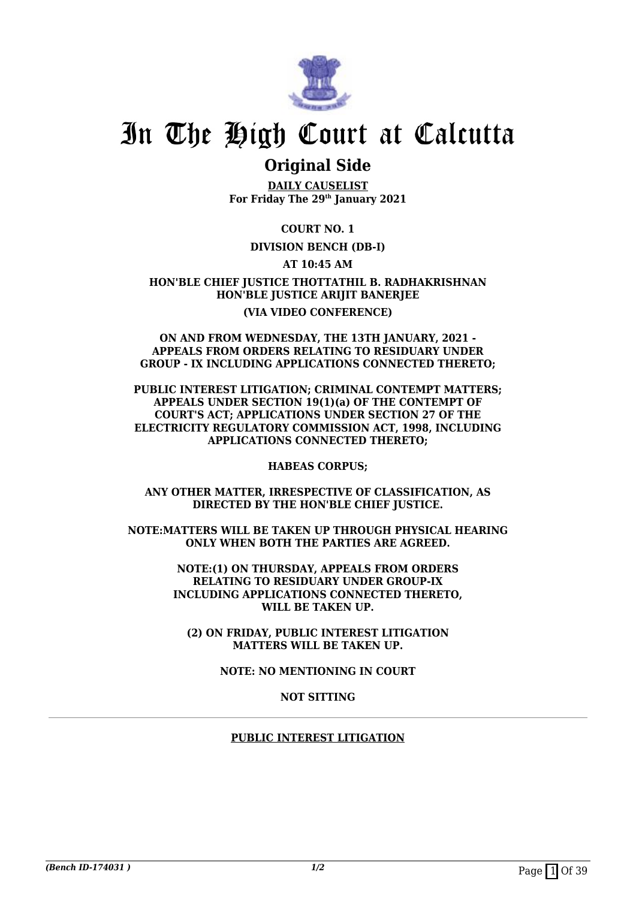# In The High Court at Calcutta

## Original Side

**DAILY CAUSELIST**
**For Friday The 29th January 2021**

**COURT NO. 1**

**DIVISION BENCH (DB-I)**

**AT 10:45 AM**

**HON'BLE CHIEF JUSTICE THOTTATHIL B. RADHAKRISHNAN**
**HON'BLE JUSTICE ARIJIT BANERJEE**

**(VIA VIDEO CONFERENCE)**

**ON AND FROM WEDNESDAY, THE 13TH JANUARY, 2021 - APPEALS FROM ORDERS RELATING TO RESIDUARY UNDER GROUP - IX INCLUDING APPLICATIONS CONNECTED THERETO;**

**PUBLIC INTEREST LITIGATION; CRIMINAL CONTEMPT MATTERS; APPEALS UNDER SECTION 19(1)(a) OF THE CONTEMPT OF COURT'S ACT; APPLICATIONS UNDER SECTION 27 OF THE ELECTRICITY REGULATORY COMMISSION ACT, 1998, INCLUDING APPLICATIONS CONNECTED THERETO;**

**HABEAS CORPUS;**

**ANY OTHER MATTER, IRRESPECTIVE OF CLASSIFICATION, AS DIRECTED BY THE HON'BLE CHIEF JUSTICE.**

**NOTE:MATTERS WILL BE TAKEN UP THROUGH PHYSICAL HEARING ONLY WHEN BOTH THE PARTIES ARE AGREED.**

**NOTE:(1) ON THURSDAY, APPEALS FROM ORDERS RELATING TO RESIDUARY UNDER GROUP-IX INCLUDING APPLICATIONS CONNECTED THERETO, WILL BE TAKEN UP.**

**(2) ON FRIDAY, PUBLIC INTEREST LITIGATION MATTERS WILL BE TAKEN UP.**

**NOTE: NO MENTIONING IN COURT**

**NOT SITTING**

---

**PUBLIC INTEREST LITIGATION**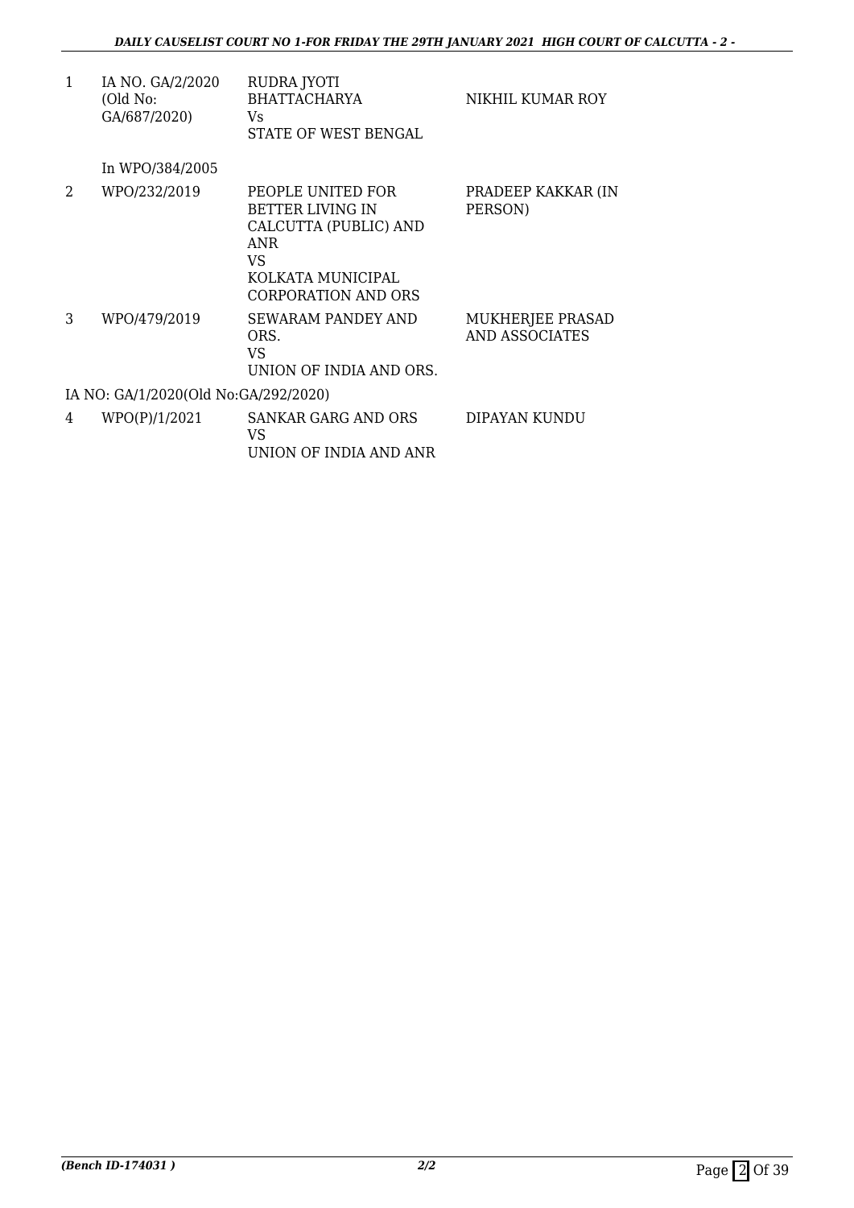| | | | |
|---|---|---|---|
| 1 | IA NO. GA/2/2020 (Old No: GA/687/2020) | RUDRA JYOTI BHATTACHARYA Vs STATE OF WEST BENGAL | NIKHIL KUMAR ROY |
| | In WPO/384/2005 | | |
| 2 | WPO/232/2019 | PEOPLE UNITED FOR BETTER LIVING IN CALCUTTA (PUBLIC) AND ANR VS KOLKATA MUNICIPAL CORPORATION AND ORS | PRADEEP KAKKAR (IN PERSON) |
| 3 | WPO/479/2019 | SEWARAM PANDEY AND ORS. VS UNION OF INDIA AND ORS. | MUKHERJEE PRASAD AND ASSOCIATES |
| | IA NO: GA/1/2020(Old No:GA/292/2020) | | |
| 4 | WPO(P)/1/2021 | SANKAR GARG AND ORS VS UNION OF INDIA AND ANR | DIPAYAN KUNDU |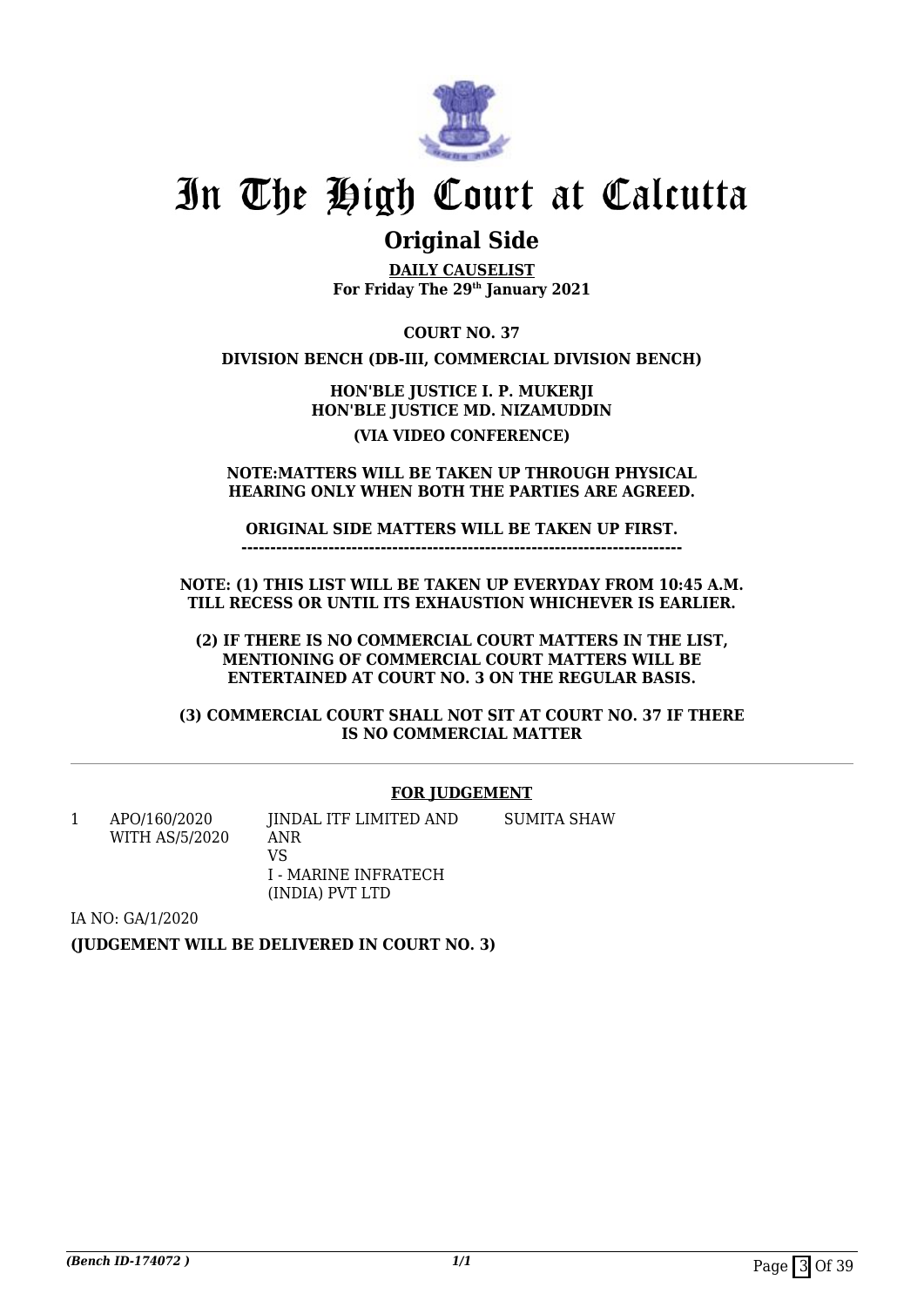# In The High Court at Calcutta

## Original Side

**DAILY CAUSELIST**
**For Friday The 29th January 2021**

**COURT NO. 37**

**DIVISION BENCH (DB-III, COMMERCIAL DIVISION BENCH)**

**HON'BLE JUSTICE I. P. MUKERJI**
**HON'BLE JUSTICE MD. NIZAMUDDIN**

**(VIA VIDEO CONFERENCE)**

**NOTE:MATTERS WILL BE TAKEN UP THROUGH PHYSICAL HEARING ONLY WHEN BOTH THE PARTIES ARE AGREED.**

**ORIGINAL SIDE MATTERS WILL BE TAKEN UP FIRST.**
**---------------------------------------------------------------------------**

**NOTE: (1) THIS LIST WILL BE TAKEN UP EVERYDAY FROM 10:45 A.M. TILL RECESS OR UNTIL ITS EXHAUSTION WHICHEVER IS EARLIER.**

**(2) IF THERE IS NO COMMERCIAL COURT MATTERS IN THE LIST, MENTIONING OF COMMERCIAL COURT MATTERS WILL BE ENTERTAINED AT COURT NO. 3 ON THE REGULAR BASIS.**

**(3) COMMERCIAL COURT SHALL NOT SIT AT COURT NO. 37 IF THERE IS NO COMMERCIAL MATTER**

### FOR JUDGEMENT

| | | | |
|---|---|---|---|
| 1 | APO/160/2020 WITH AS/5/2020 | JINDAL ITF LIMITED AND ANR VS I - MARINE INFRATECH (INDIA) PVT LTD | SUMITA SHAW |

IA NO: GA/1/2020

**(JUDGEMENT WILL BE DELIVERED IN COURT NO. 3)**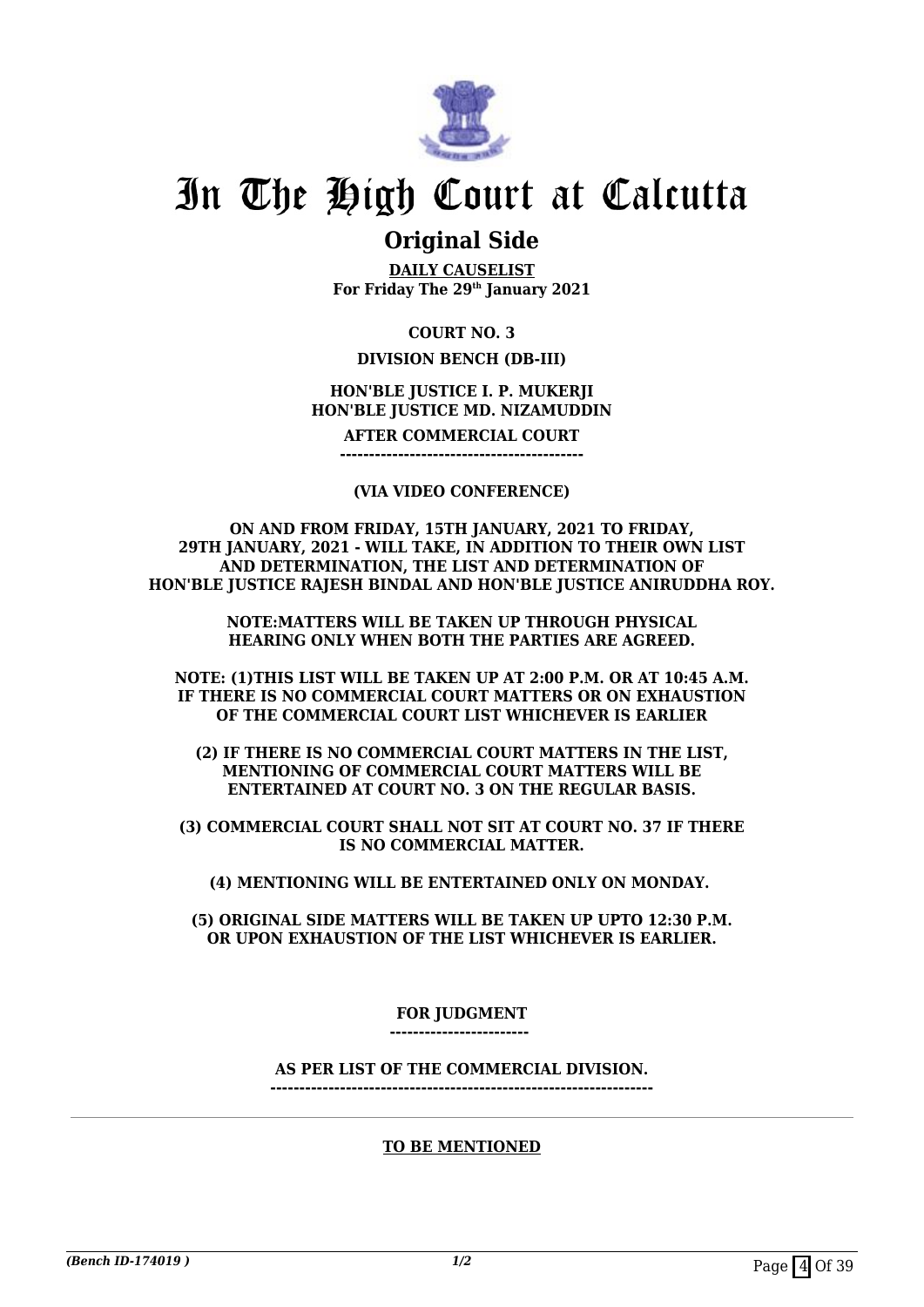# In The High Court at Calcutta

## Original Side

**DAILY CAUSELIST**
**For Friday The 29th January 2021**

**COURT NO. 3**

**DIVISION BENCH (DB-III)**

**HON'BLE JUSTICE I. P. MUKERJI**
**HON'BLE JUSTICE MD. NIZAMUDDIN**

**AFTER COMMERCIAL COURT**
**-----------------------------------------**

**(VIA VIDEO CONFERENCE)**

**ON AND FROM FRIDAY, 15TH JANUARY, 2021 TO FRIDAY, 29TH JANUARY, 2021 - WILL TAKE, IN ADDITION TO THEIR OWN LIST AND DETERMINATION, THE LIST AND DETERMINATION OF HON'BLE JUSTICE RAJESH BINDAL AND HON'BLE JUSTICE ANIRUDDHA ROY.**

**NOTE:MATTERS WILL BE TAKEN UP THROUGH PHYSICAL HEARING ONLY WHEN BOTH THE PARTIES ARE AGREED.**

**NOTE: (1)THIS LIST WILL BE TAKEN UP AT 2:00 P.M. OR AT 10:45 A.M. IF THERE IS NO COMMERCIAL COURT MATTERS OR ON EXHAUSTION OF THE COMMERCIAL COURT LIST WHICHEVER IS EARLIER**

**(2) IF THERE IS NO COMMERCIAL COURT MATTERS IN THE LIST, MENTIONING OF COMMERCIAL COURT MATTERS WILL BE ENTERTAINED AT COURT NO. 3 ON THE REGULAR BASIS.**

**(3) COMMERCIAL COURT SHALL NOT SIT AT COURT NO. 37 IF THERE IS NO COMMERCIAL MATTER.**

**(4) MENTIONING WILL BE ENTERTAINED ONLY ON MONDAY.**

**(5) ORIGINAL SIDE MATTERS WILL BE TAKEN UP UPTO 12:30 P.M. OR UPON EXHAUSTION OF THE LIST WHICHEVER IS EARLIER.**

**FOR JUDGMENT**
**-----------------------**

**AS PER LIST OF THE COMMERCIAL DIVISION.**
**-----------------------------------------------------------------**

**TO BE MENTIONED**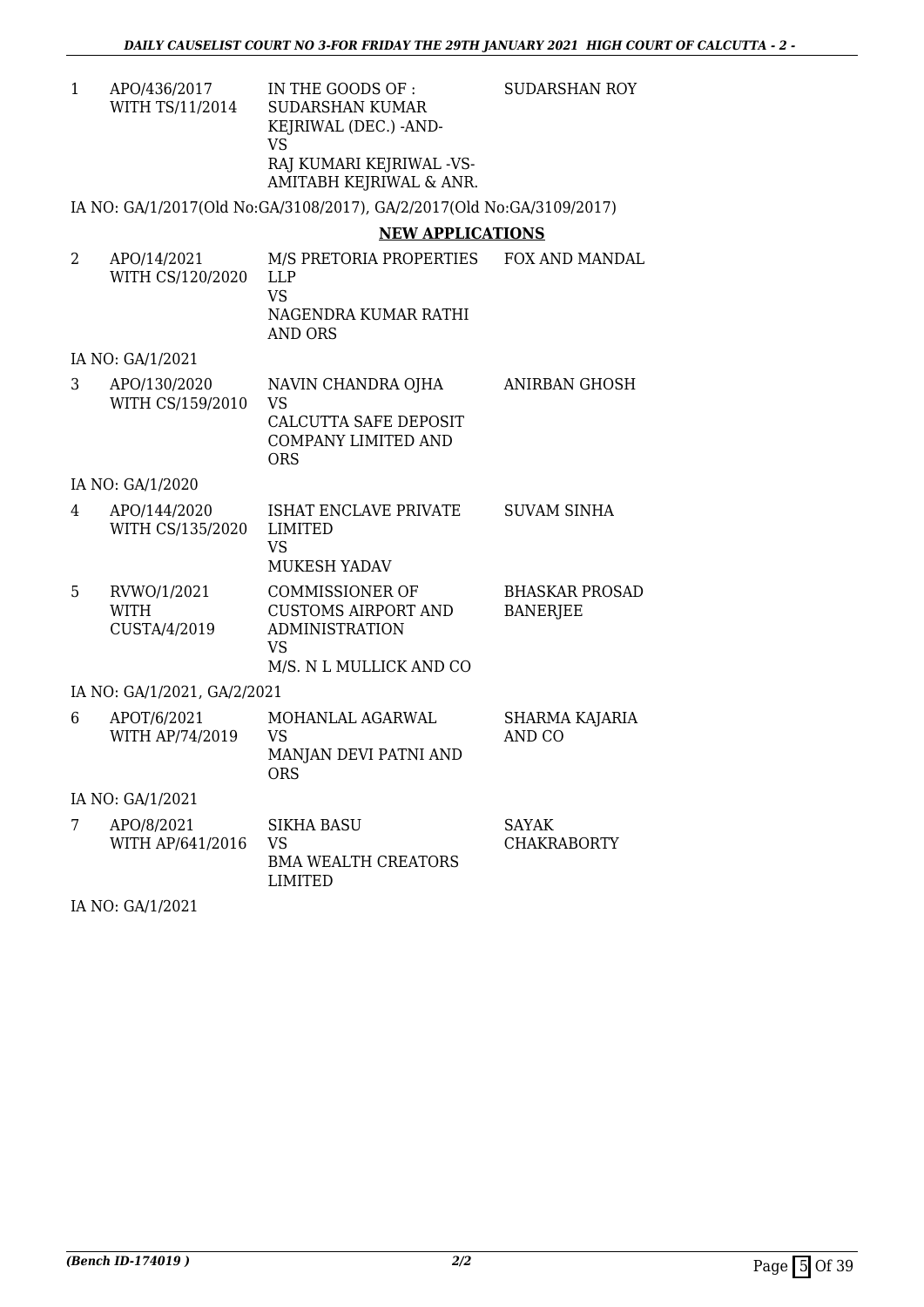| | | | |
|---|---|---|---|
| 1 | APO/436/2017 WITH TS/11/2014 | IN THE GOODS OF : SUDARSHAN KUMAR KEJRIWAL (DEC.) -AND- VS RAJ KUMARI KEJRIWAL -VS- AMITABH KEJRIWAL & ANR. | SUDARSHAN ROY |

IA NO: GA/1/2017(Old No:GA/3108/2017), GA/2/2017(Old No:GA/3109/2017)

## NEW APPLICATIONS

| | | | |
|---|---|---|---|
| 2 | APO/14/2021 WITH CS/120/2020 | M/S PRETORIA PROPERTIES LLP VS NAGENDRA KUMAR RATHI AND ORS | FOX AND MANDAL |

IA NO: GA/1/2021

| | | | |
|---|---|---|---|
| 3 | APO/130/2020 WITH CS/159/2010 | NAVIN CHANDRA OJHA VS CALCUTTA SAFE DEPOSIT COMPANY LIMITED AND ORS | ANIRBAN GHOSH |

IA NO: GA/1/2020

| | | | |
|---|---|---|---|
| 4 | APO/144/2020 WITH CS/135/2020 | ISHAT ENCLAVE PRIVATE LIMITED VS MUKESH YADAV | SUVAM SINHA |
| 5 | RVWO/1/2021 WITH CUSTA/4/2019 | COMMISSIONER OF CUSTOMS AIRPORT AND ADMINISTRATION VS M/S. N L MULLICK AND CO | BHASKAR PROSAD BANERJEE |

IA NO: GA/1/2021, GA/2/2021

| | | | |
|---|---|---|---|
| 6 | APOT/6/2021 WITH AP/74/2019 | MOHANLAL AGARWAL VS MANJAN DEVI PATNI AND ORS | SHARMA KAJARIA AND CO |

IA NO: GA/1/2021

| | | | |
|---|---|---|---|
| 7 | APO/8/2021 WITH AP/641/2016 | SIKHA BASU VS BMA WEALTH CREATORS LIMITED | SAYAK CHAKRABORTY |

IA NO: GA/1/2021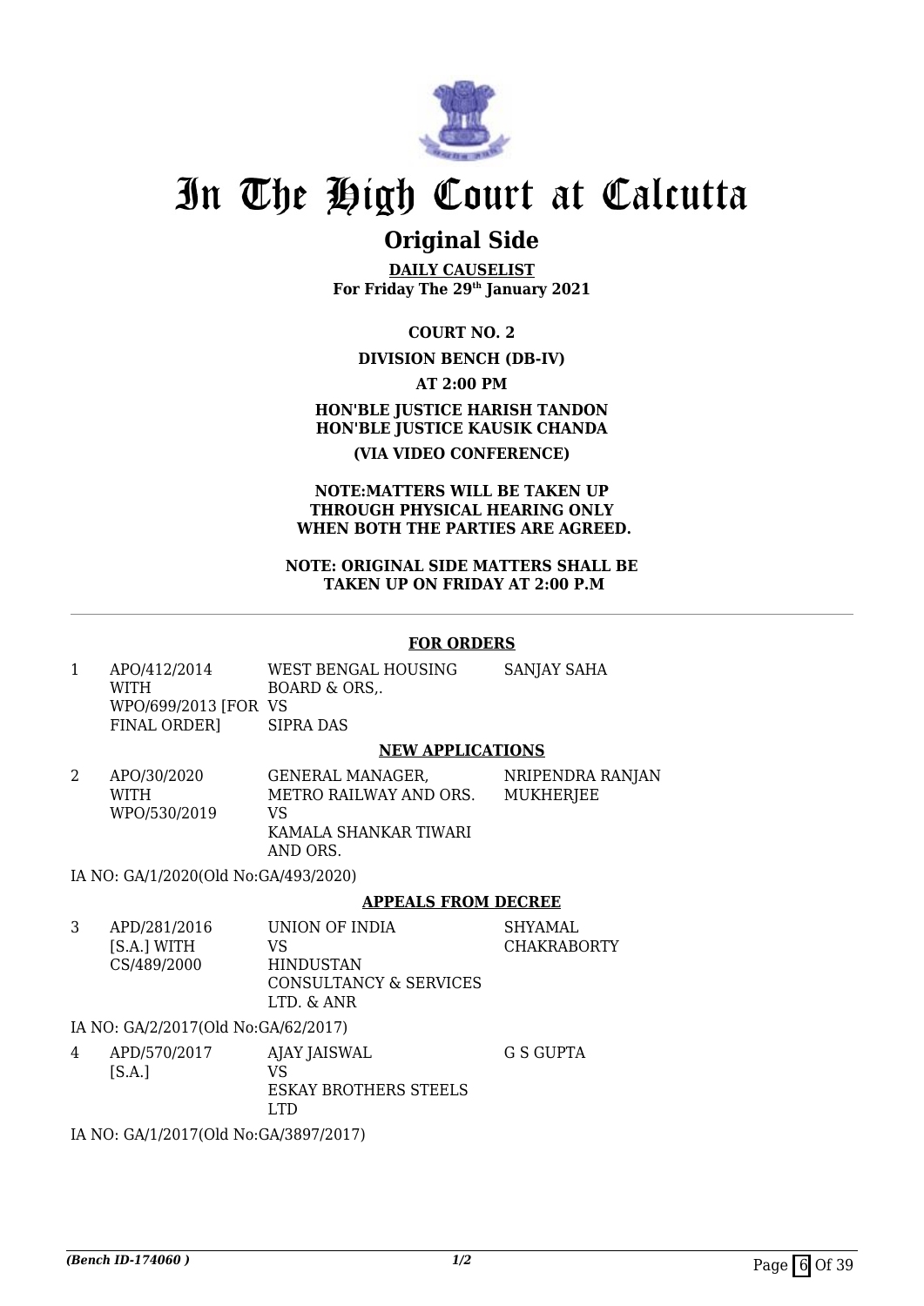# In The High Court at Calcutta

## Original Side

**DAILY CAUSELIST**
**For Friday The 29th January 2021**

**COURT NO. 2**

**DIVISION BENCH (DB-IV)**

**AT 2:00 PM**

**HON'BLE JUSTICE HARISH TANDON**
**HON'BLE JUSTICE KAUSIK CHANDA**

**(VIA VIDEO CONFERENCE)**

**NOTE:MATTERS WILL BE TAKEN UP THROUGH PHYSICAL HEARING ONLY WHEN BOTH THE PARTIES ARE AGREED.**

**NOTE: ORIGINAL SIDE MATTERS SHALL BE TAKEN UP ON FRIDAY AT 2:00 P.M**

---

**FOR ORDERS**

| | | | |
|---|---|---|---|
| 1 | APO/412/2014 WITH WPO/699/2013 [FOR FINAL ORDER] | WEST BENGAL HOUSING BOARD & ORS,. VS SIPRA DAS | SANJAY SAHA |

**NEW APPLICATIONS**

| | | | |
|---|---|---|---|
| 2 | APO/30/2020 WITH WPO/530/2019 | GENERAL MANAGER, METRO RAILWAY AND ORS. VS KAMALA SHANKAR TIWARI AND ORS. | NRIPENDRA RANJAN MUKHERJEE |

IA NO: GA/1/2020(Old No:GA/493/2020)

**APPEALS FROM DECREE**

| | | | |
|---|---|---|---|
| 3 | APD/281/2016 [S.A.] WITH CS/489/2000 | UNION OF INDIA VS HINDUSTAN CONSULTANCY & SERVICES LTD. & ANR | SHYAMAL CHAKRABORTY |

IA NO: GA/2/2017(Old No:GA/62/2017)

| | | | |
|---|---|---|---|
| 4 | APD/570/2017 [S.A.] | AJAY JAISWAL VS ESKAY BROTHERS STEELS LTD | G S GUPTA |

IA NO: GA/1/2017(Old No:GA/3897/2017)

*(Bench ID-174060 )* 1/2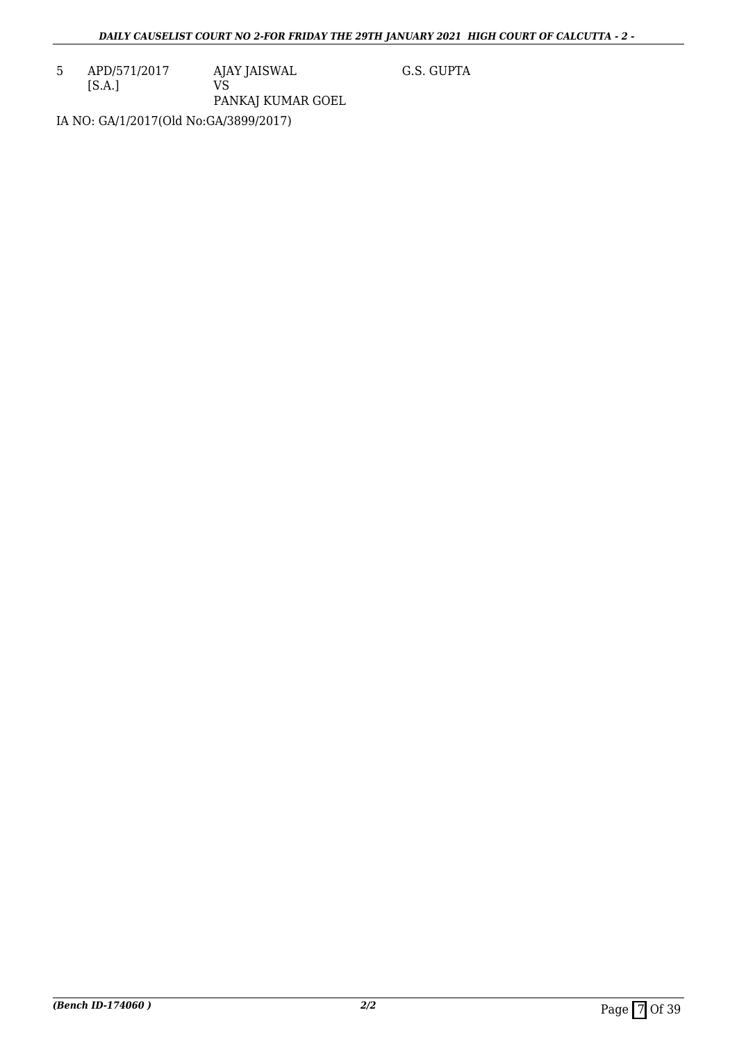| | | | |
|---|---|---|---|
| 5 | APD/571/2017<br>[S.A.] | AJAY JAISWAL<br>VS<br>PANKAJ KUMAR GOEL | G.S. GUPTA |

IA NO: GA/1/2017(Old No:GA/3899/2017)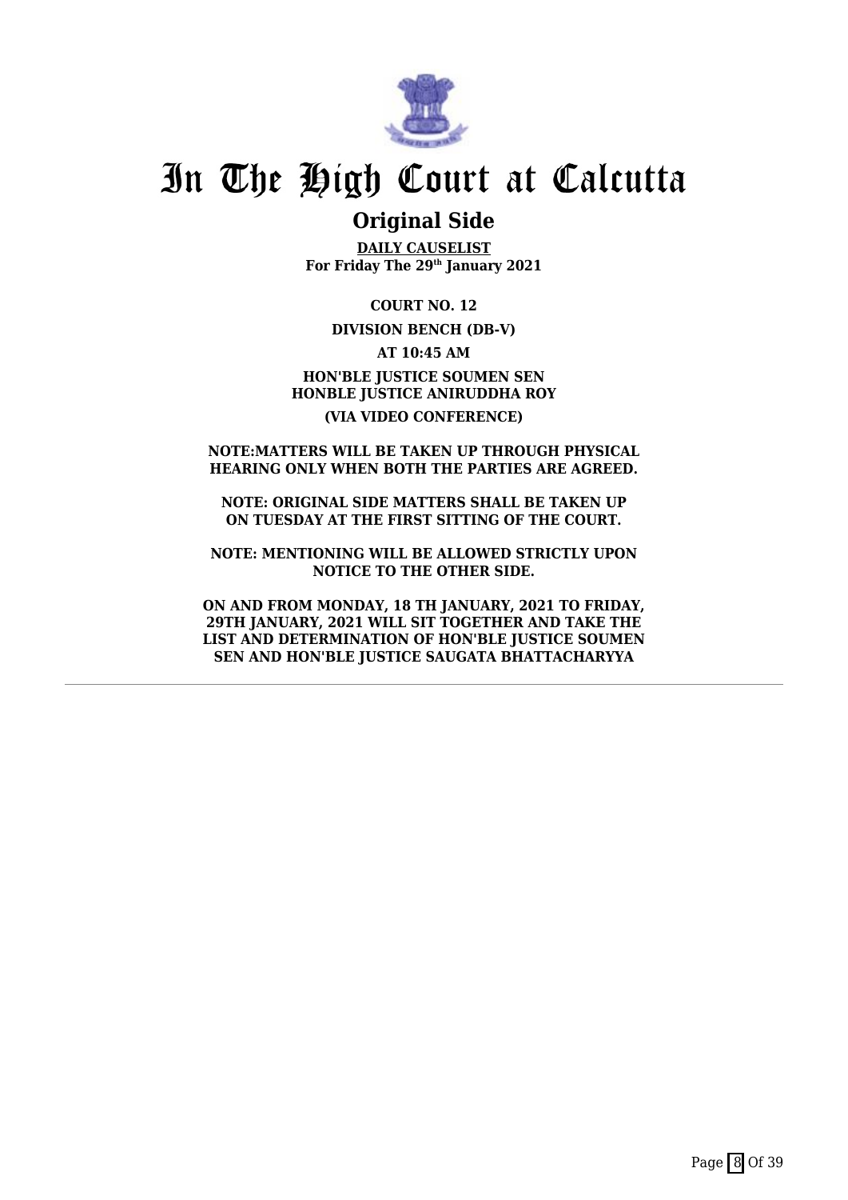# In The High Court at Calcutta

## Original Side

**DAILY CAUSELIST**
**For Friday The 29th January 2021**

**COURT NO. 12**

**DIVISION BENCH (DB-V)**

**AT 10:45 AM**

**HON'BLE JUSTICE SOUMEN SEN**
**HONBLE JUSTICE ANIRUDDHA ROY**

**(VIA VIDEO CONFERENCE)**

**NOTE:MATTERS WILL BE TAKEN UP THROUGH PHYSICAL HEARING ONLY WHEN BOTH THE PARTIES ARE AGREED.**

**NOTE: ORIGINAL SIDE MATTERS SHALL BE TAKEN UP ON TUESDAY AT THE FIRST SITTING OF THE COURT.**

**NOTE: MENTIONING WILL BE ALLOWED STRICTLY UPON NOTICE TO THE OTHER SIDE.**

**ON AND FROM MONDAY, 18 TH JANUARY, 2021 TO FRIDAY, 29TH JANUARY, 2021 WILL SIT TOGETHER AND TAKE THE LIST AND DETERMINATION OF HON'BLE JUSTICE SOUMEN SEN AND HON'BLE JUSTICE SAUGATA BHATTACHARYYA**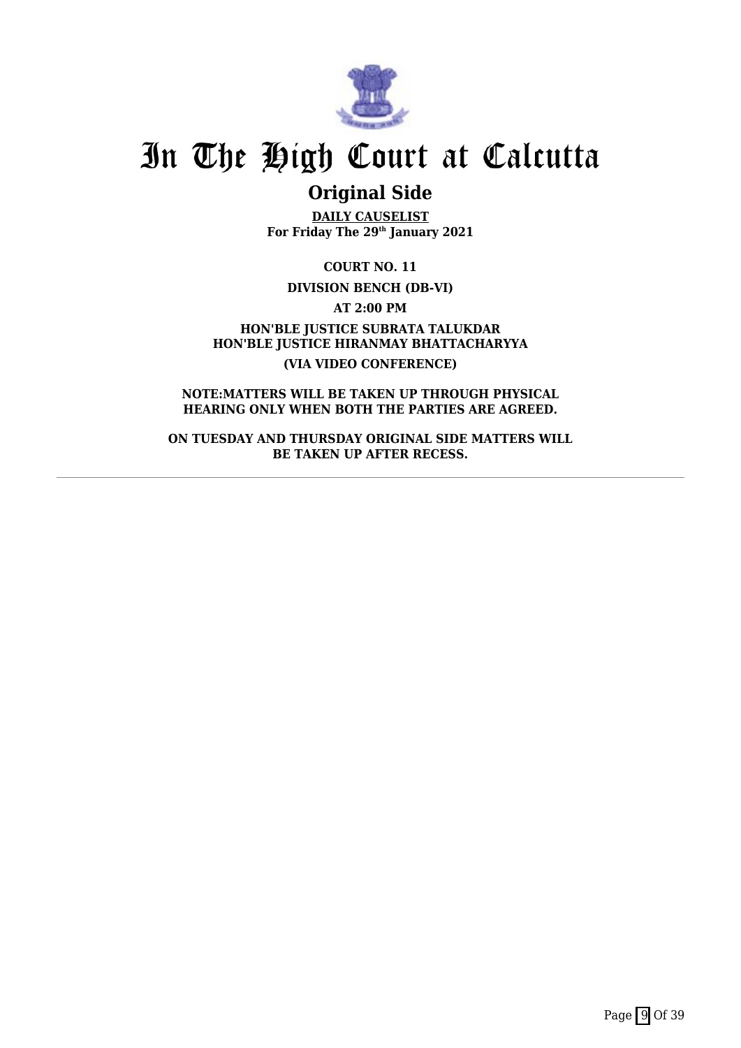# In The High Court at Calcutta

## Original Side

**DAILY CAUSELIST**
**For Friday The 29th January 2021**

**COURT NO. 11**

**DIVISION BENCH (DB-VI)**

**AT 2:00 PM**

**HON'BLE JUSTICE SUBRATA TALUKDAR**
**HON'BLE JUSTICE HIRANMAY BHATTACHARYYA**

**(VIA VIDEO CONFERENCE)**

**NOTE:MATTERS WILL BE TAKEN UP THROUGH PHYSICAL HEARING ONLY WHEN BOTH THE PARTIES ARE AGREED.**

**ON TUESDAY AND THURSDAY ORIGINAL SIDE MATTERS WILL BE TAKEN UP AFTER RECESS.**

---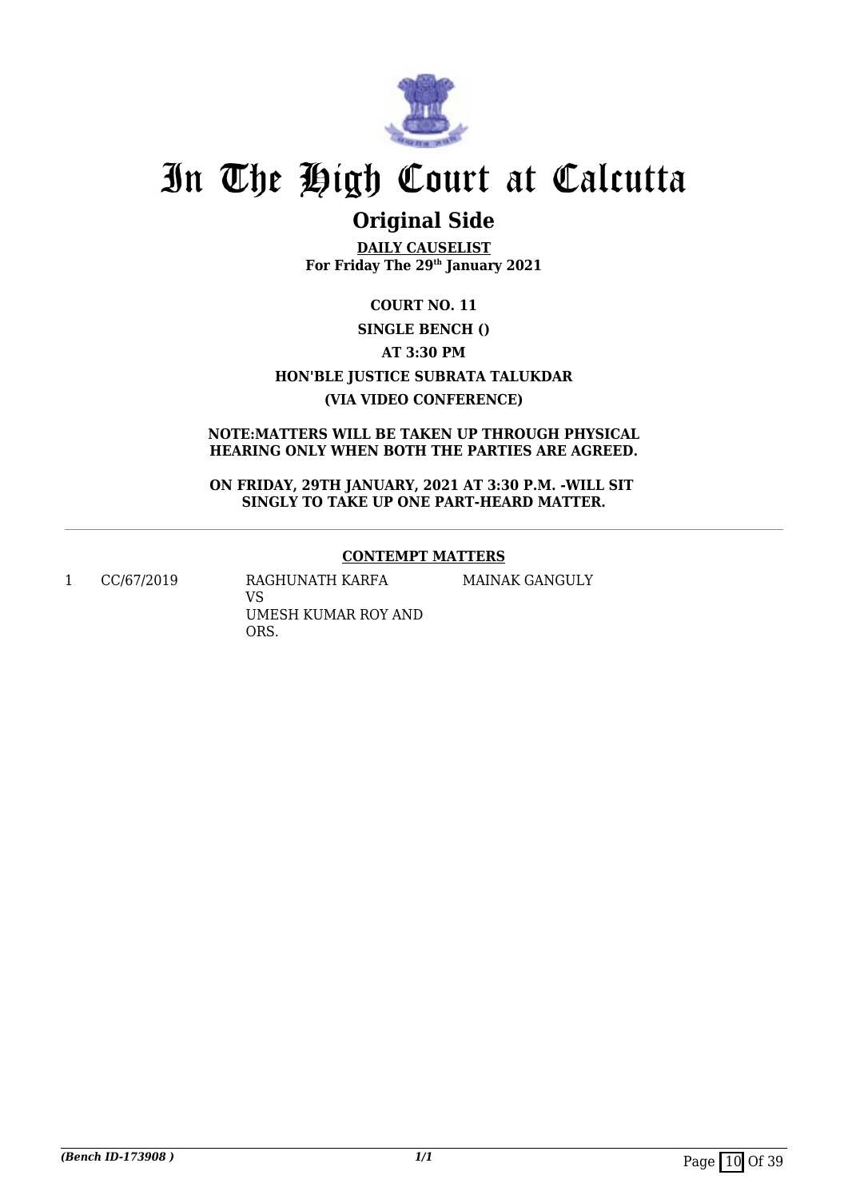# In The High Court at Calcutta

## Original Side

**DAILY CAUSELIST**
**For Friday The 29th January 2021**

**COURT NO. 11**

**SINGLE BENCH ()**

**AT 3:30 PM**

**HON'BLE JUSTICE SUBRATA TALUKDAR**

**(VIA VIDEO CONFERENCE)**

**NOTE:MATTERS WILL BE TAKEN UP THROUGH PHYSICAL HEARING ONLY WHEN BOTH THE PARTIES ARE AGREED.**

**ON FRIDAY, 29TH JANUARY, 2021 AT 3:30 P.M. -WILL SIT SINGLY TO TAKE UP ONE PART-HEARD MATTER.**

---

**CONTEMPT MATTERS**

| | | | |
|---|---|---|---|
| 1 | CC/67/2019 | RAGHUNATH KARFA<br>VS<br>UMESH KUMAR ROY AND ORS. | MAINAK GANGULY |

*(Bench ID-173908 )* *1/1*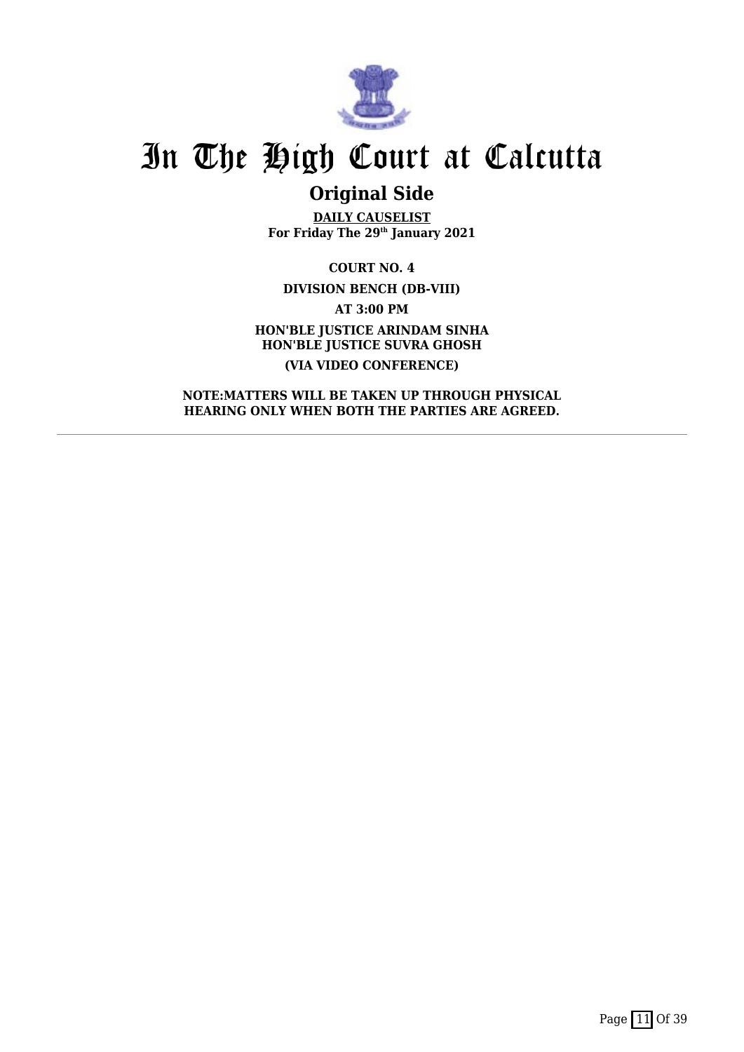# In The High Court at Calcutta

## Original Side

**DAILY CAUSELIST**
**For Friday The 29th January 2021**

**COURT NO. 4**

**DIVISION BENCH (DB-VIII)**

**AT 3:00 PM**

**HON'BLE JUSTICE ARINDAM SINHA**
**HON'BLE JUSTICE SUVRA GHOSH**

**(VIA VIDEO CONFERENCE)**

**NOTE:MATTERS WILL BE TAKEN UP THROUGH PHYSICAL HEARING ONLY WHEN BOTH THE PARTIES ARE AGREED.**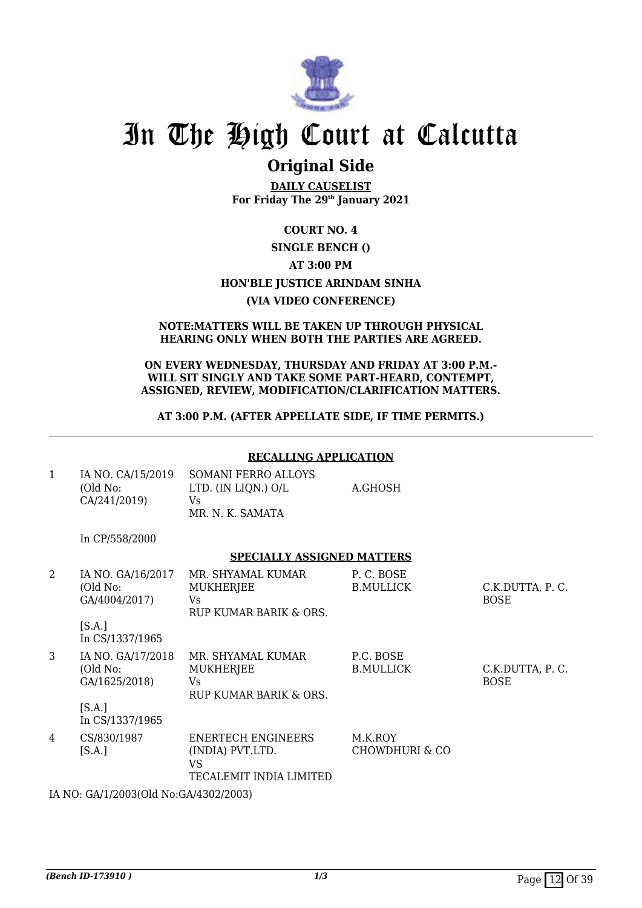# In The High Court at Calcutta

## Original Side

**DAILY CAUSELIST**
**For Friday The 29th January 2021**

**COURT NO. 4**

**SINGLE BENCH ()**

**AT 3:00 PM**

**HON'BLE JUSTICE ARINDAM SINHA**

**(VIA VIDEO CONFERENCE)**

**NOTE:MATTERS WILL BE TAKEN UP THROUGH PHYSICAL HEARING ONLY WHEN BOTH THE PARTIES ARE AGREED.**

**ON EVERY WEDNESDAY, THURSDAY AND FRIDAY AT 3:00 P.M.- WILL SIT SINGLY AND TAKE SOME PART-HEARD, CONTEMPT, ASSIGNED, REVIEW, MODIFICATION/CLARIFICATION MATTERS.**

**AT 3:00 P.M. (AFTER APPELLATE SIDE, IF TIME PERMITS.)**

---

**RECALLING APPLICATION**

| | | | | |
|---|---|---|---|---|
| 1 | IA NO. CA/15/2019 (Old No: CA/241/2019) In CP/558/2000 | SOMANI FERRO ALLOYS LTD. (IN LIQN.) O/L Vs MR. N. K. SAMATA | A.GHOSH | |

**SPECIALLY ASSIGNED MATTERS**

| | | | | |
|---|---|---|---|---|
| 2 | IA NO. GA/16/2017 (Old No: GA/4004/2017) [S.A.] In CS/1337/1965 | MR. SHYAMAL KUMAR MUKHERJEE Vs RUP KUMAR BARIK & ORS. | P. C. BOSE B.MULLICK | C.K.DUTTA, P. C. BOSE |
| 3 | IA NO. GA/17/2018 (Old No: GA/1625/2018) [S.A.] In CS/1337/1965 | MR. SHYAMAL KUMAR MUKHERJEE Vs RUP KUMAR BARIK & ORS. | P.C. BOSE B.MULLICK | C.K.DUTTA, P. C. BOSE |
| 4 | CS/830/1987 [S.A.] | ENERTECH ENGINEERS (INDIA) PVT.LTD. VS TECALEMIT INDIA LIMITED | M.K.ROY CHOWDHURI & CO | |

IA NO: GA/1/2003(Old No:GA/4302/2003)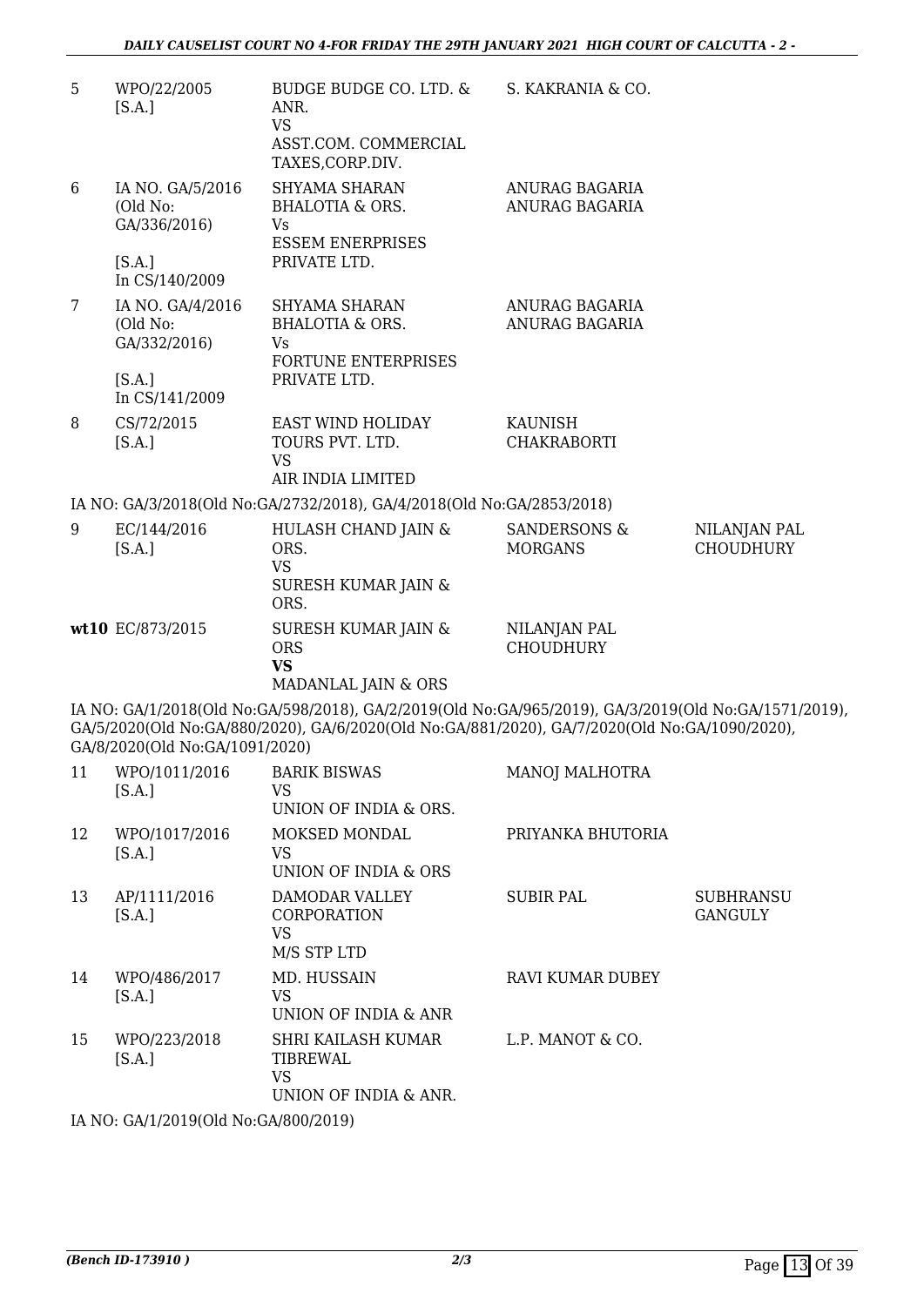| 5 | WPO/22/2005 [S.A.] | BUDGE BUDGE CO. LTD. & ANR. VS ASST.COM. COMMERCIAL TAXES,CORP.DIV. | S. KAKRANIA & CO. | |
|---|---|---|---|---|
| 6 | IA NO. GA/5/2016 (Old No: GA/336/2016) [S.A.] In CS/140/2009 | SHYAMA SHARAN BHALOTIA & ORS. Vs ESSEM ENERPRISES PRIVATE LTD. | ANURAG BAGARIA ANURAG BAGARIA | |
| 7 | IA NO. GA/4/2016 (Old No: GA/332/2016) [S.A.] In CS/141/2009 | SHYAMA SHARAN BHALOTIA & ORS. Vs FORTUNE ENTERPRISES PRIVATE LTD. | ANURAG BAGARIA ANURAG BAGARIA | |
| 8 | CS/72/2015 [S.A.] | EAST WIND HOLIDAY TOURS PVT. LTD. VS AIR INDIA LIMITED | KAUNISH CHAKRABORTI | |

IA NO: GA/3/2018(Old No:GA/2732/2018), GA/4/2018(Old No:GA/2853/2018)

| 9 | EC/144/2016 [S.A.] | HULASH CHAND JAIN & ORS. VS SURESH KUMAR JAIN & ORS. | SANDERSONS & MORGANS | NILANJAN PAL CHOUDHURY |
|---|---|---|---|---|
| **wt10** | EC/873/2015 | SURESH KUMAR JAIN & ORS **VS** MADANLAL JAIN & ORS | NILANJAN PAL CHOUDHURY | |

IA NO: GA/1/2018(Old No:GA/598/2018), GA/2/2019(Old No:GA/965/2019), GA/3/2019(Old No:GA/1571/2019), GA/5/2020(Old No:GA/880/2020), GA/6/2020(Old No:GA/881/2020), GA/7/2020(Old No:GA/1090/2020), GA/8/2020(Old No:GA/1091/2020)

| 11 | WPO/1011/2016 [S.A.] | BARIK BISWAS VS UNION OF INDIA & ORS. | MANOJ MALHOTRA | |
|---|---|---|---|---|
| 12 | WPO/1017/2016 [S.A.] | MOKSED MONDAL VS UNION OF INDIA & ORS | PRIYANKA BHUTORIA | |
| 13 | AP/1111/2016 [S.A.] | DAMODAR VALLEY CORPORATION VS M/S STP LTD | SUBIR PAL | SUBHRANSU GANGULY |
| 14 | WPO/486/2017 [S.A.] | MD. HUSSAIN VS UNION OF INDIA & ANR | RAVI KUMAR DUBEY | |
| 15 | WPO/223/2018 [S.A.] | SHRI KAILASH KUMAR TIBREWAL VS UNION OF INDIA & ANR. | L.P. MANOT & CO. | |

IA NO: GA/1/2019(Old No:GA/800/2019)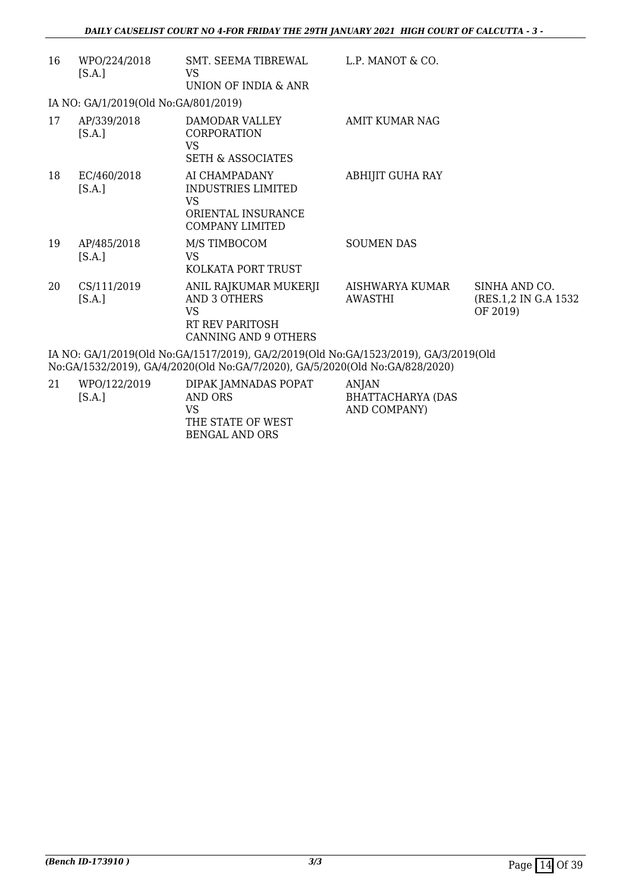| | | | | |
|---|---|---|---|---|
| 16 | WPO/224/2018 [S.A.] | SMT. SEEMA TIBREWAL VS UNION OF INDIA & ANR | L.P. MANOT & CO. | |

IA NO: GA/1/2019(Old No:GA/801/2019)

| | | | | |
|---|---|---|---|---|
| 17 | AP/339/2018 [S.A.] | DAMODAR VALLEY CORPORATION VS SETH & ASSOCIATES | AMIT KUMAR NAG | |
| 18 | EC/460/2018 [S.A.] | AI CHAMPADANY INDUSTRIES LIMITED VS ORIENTAL INSURANCE COMPANY LIMITED | ABHIJIT GUHA RAY | |
| 19 | AP/485/2018 [S.A.] | M/S TIMBOCOM VS KOLKATA PORT TRUST | SOUMEN DAS | |
| 20 | CS/111/2019 [S.A.] | ANIL RAJKUMAR MUKERJI AND 3 OTHERS VS RT REV PARITOSH CANNING AND 9 OTHERS | AISHWARYA KUMAR AWASTHI | SINHA AND CO. (RES.1,2 IN G.A 1532 OF 2019) |

IA NO: GA/1/2019(Old No:GA/1517/2019), GA/2/2019(Old No:GA/1523/2019), GA/3/2019(Old No:GA/1532/2019), GA/4/2020(Old No:GA/7/2020), GA/5/2020(Old No:GA/828/2020)

| | | | | |
|---|---|---|---|---|
| 21 | WPO/122/2019 [S.A.] | DIPAK JAMNADAS POPAT AND ORS VS THE STATE OF WEST BENGAL AND ORS | ANJAN BHATTACHARYA (DAS AND COMPANY) | |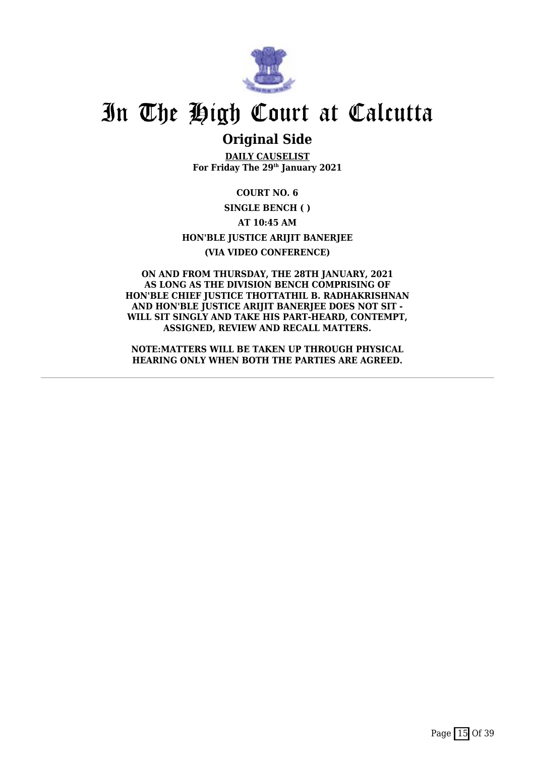# In The High Court at Calcutta

## Original Side

**DAILY CAUSELIST**
**For Friday The 29th January 2021**

**COURT NO. 6**

**SINGLE BENCH ( )**

**AT 10:45 AM**

**HON'BLE JUSTICE ARIJIT BANERJEE**

**(VIA VIDEO CONFERENCE)**

**ON AND FROM THURSDAY, THE 28TH JANUARY, 2021 AS LONG AS THE DIVISION BENCH COMPRISING OF HON'BLE CHIEF JUSTICE THOTTATHIL B. RADHAKRISHNAN AND HON'BLE JUSTICE ARIJIT BANERJEE DOES NOT SIT - WILL SIT SINGLY AND TAKE HIS PART-HEARD, CONTEMPT, ASSIGNED, REVIEW AND RECALL MATTERS.**

**NOTE:MATTERS WILL BE TAKEN UP THROUGH PHYSICAL HEARING ONLY WHEN BOTH THE PARTIES ARE AGREED.**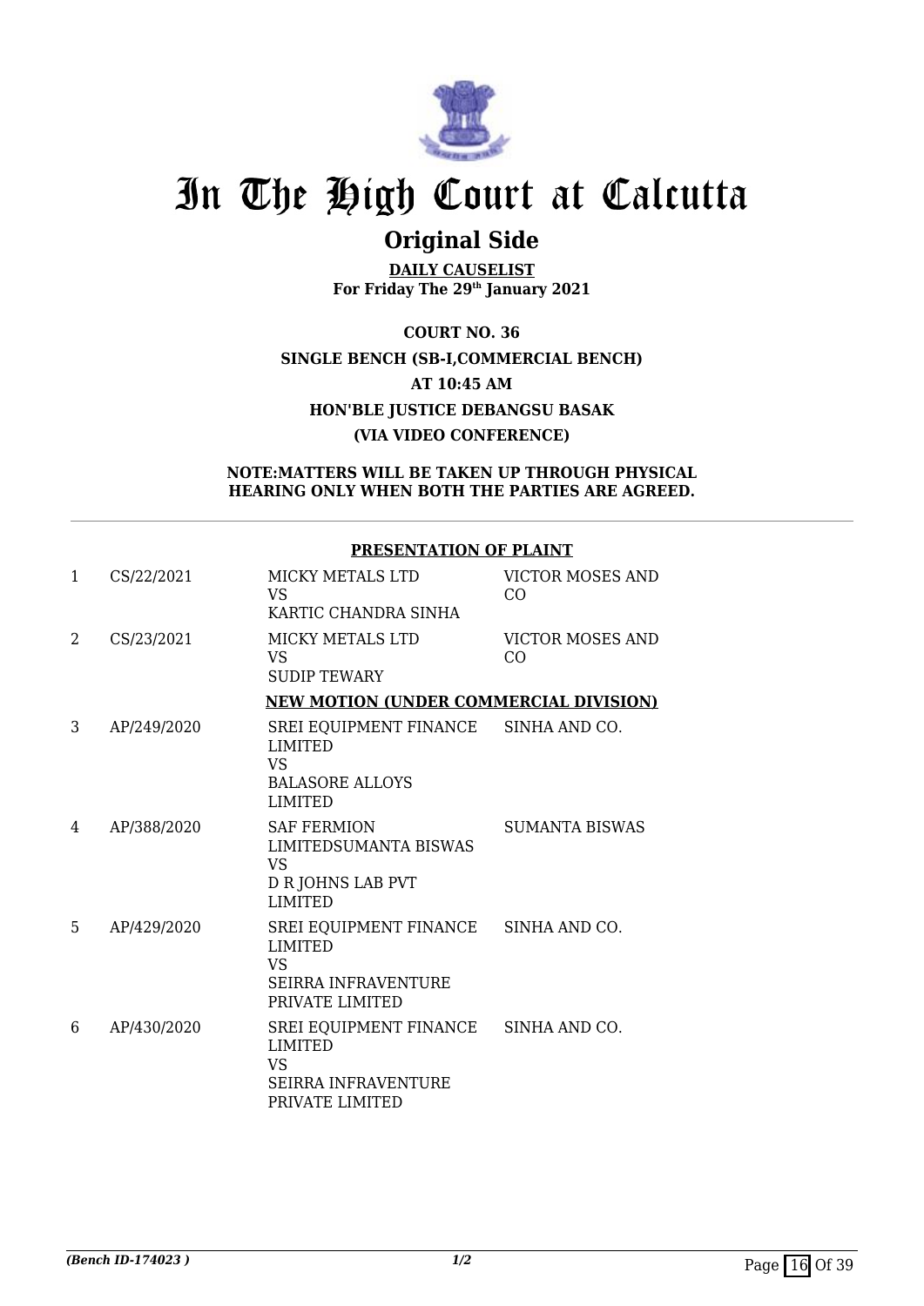# In The High Court at Calcutta

## Original Side

**DAILY CAUSELIST**
**For Friday The 29th January 2021**

**COURT NO. 36**
**SINGLE BENCH (SB-I,COMMERCIAL BENCH)**
**AT 10:45 AM**
**HON'BLE JUSTICE DEBANGSU BASAK**
**(VIA VIDEO CONFERENCE)**

**NOTE:MATTERS WILL BE TAKEN UP THROUGH PHYSICAL HEARING ONLY WHEN BOTH THE PARTIES ARE AGREED.**

**PRESENTATION OF PLAINT**

| | | | |
|---|---|---|---|
| 1 | CS/22/2021 | MICKY METALS LTD<br>VS<br>KARTIC CHANDRA SINHA | VICTOR MOSES AND CO |
| 2 | CS/23/2021 | MICKY METALS LTD<br>VS<br>SUDIP TEWARY | VICTOR MOSES AND CO |

**NEW MOTION (UNDER COMMERCIAL DIVISION)**

| | | | |
|---|---|---|---|
| 3 | AP/249/2020 | SREI EQUIPMENT FINANCE LIMITED<br>VS<br>BALASORE ALLOYS LIMITED | SINHA AND CO. |
| 4 | AP/388/2020 | SAF FERMION LIMITEDSUMANTA BISWAS<br>VS<br>D R JOHNS LAB PVT LIMITED | SUMANTA BISWAS |
| 5 | AP/429/2020 | SREI EQUIPMENT FINANCE LIMITED<br>VS<br>SEIRRA INFRAVENTURE PRIVATE LIMITED | SINHA AND CO. |
| 6 | AP/430/2020 | SREI EQUIPMENT FINANCE LIMITED<br>VS<br>SEIRRA INFRAVENTURE PRIVATE LIMITED | SINHA AND CO. |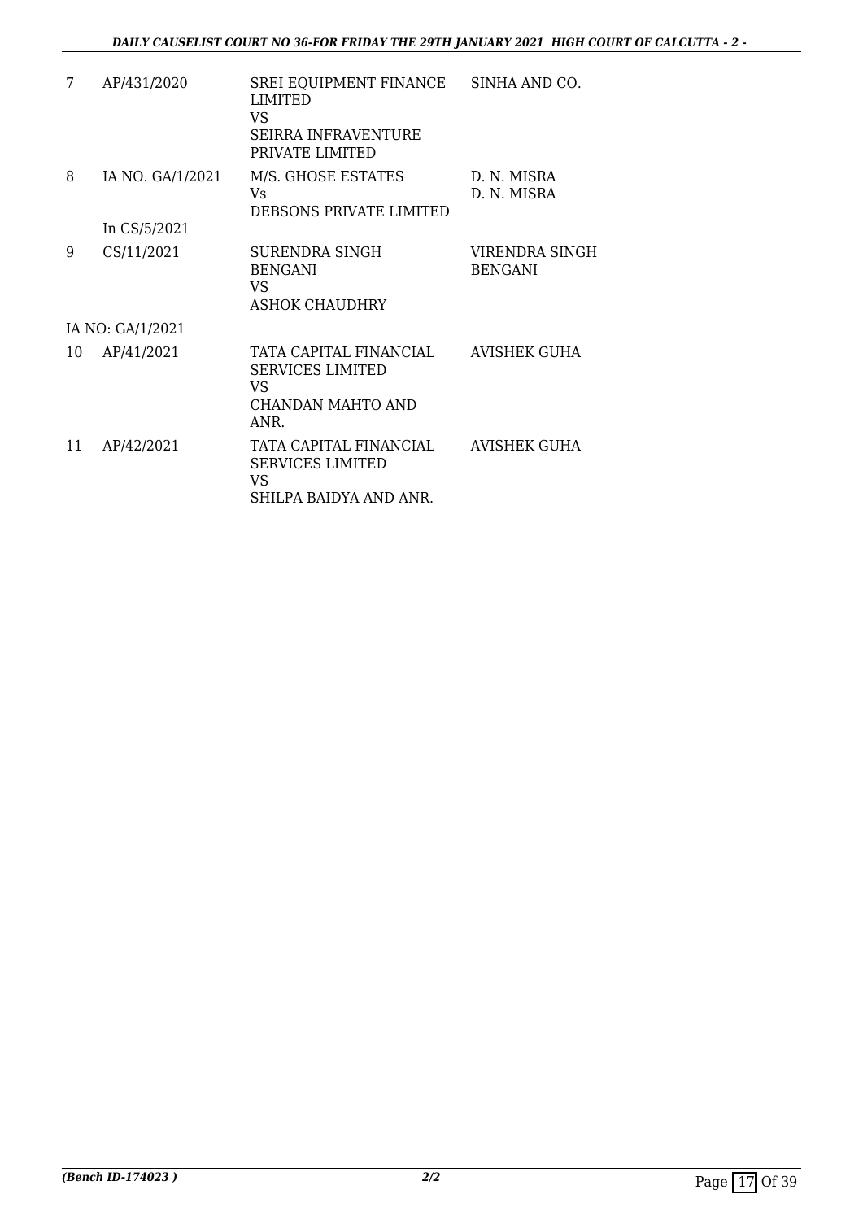| | | | |
|---|---|---|---|
| 7 | AP/431/2020 | SREI EQUIPMENT FINANCE LIMITED<br>VS<br>SEIRRA INFRAVENTURE PRIVATE LIMITED | SINHA AND CO. |
| 8 | IA NO. GA/1/2021<br><br>In CS/5/2021 | M/S. GHOSE ESTATES<br>Vs<br>DEBSONS PRIVATE LIMITED | D. N. MISRA<br>D. N. MISRA |
| 9 | CS/11/2021 | SURENDRA SINGH BENGANI<br>VS<br>ASHOK CHAUDHRY | VIRENDRA SINGH BENGANI |
| | IA NO: GA/1/2021 | | |
| 10 | AP/41/2021 | TATA CAPITAL FINANCIAL SERVICES LIMITED<br>VS<br>CHANDAN MAHTO AND ANR. | AVISHEK GUHA |
| 11 | AP/42/2021 | TATA CAPITAL FINANCIAL SERVICES LIMITED<br>VS<br>SHILPA BAIDYA AND ANR. | AVISHEK GUHA |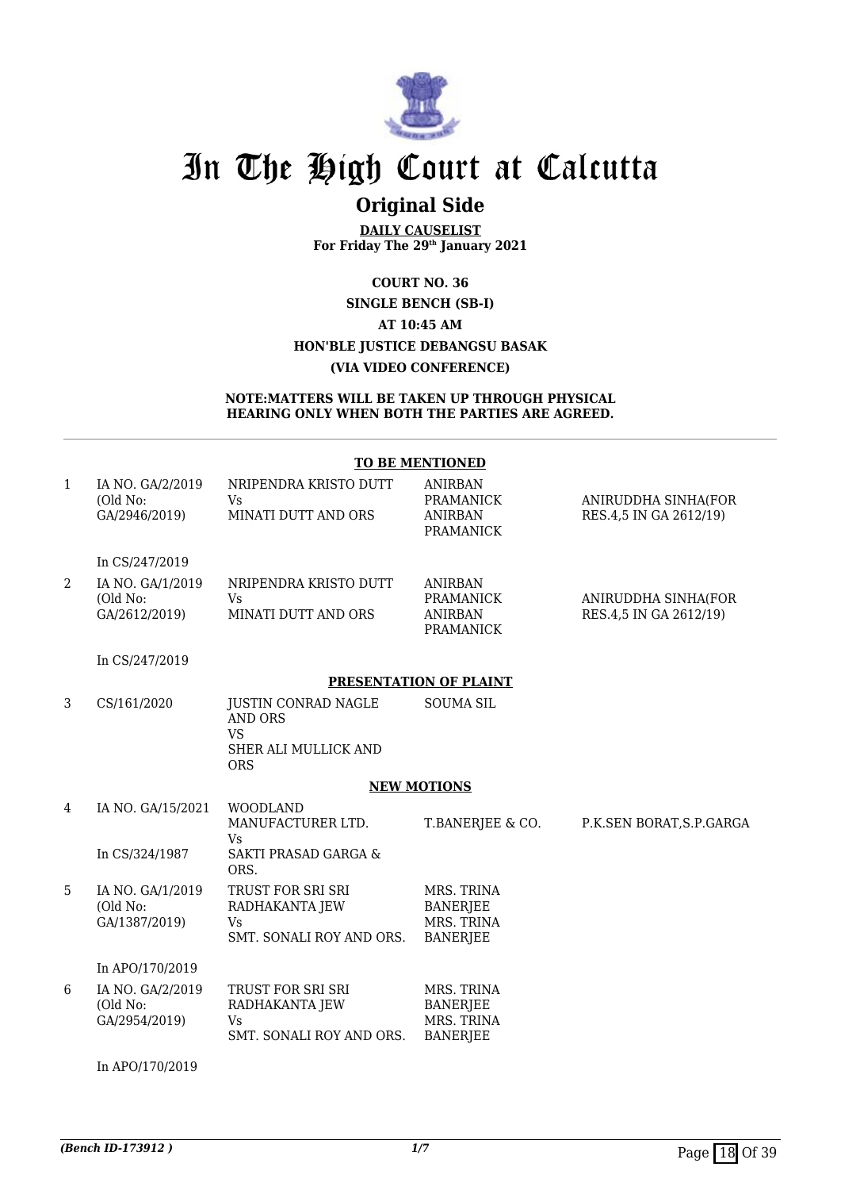# In The High Court at Calcutta

## Original Side

**DAILY CAUSELIST**
**For Friday The 29th January 2021**

**COURT NO. 36**
**SINGLE BENCH (SB-I)**
**AT 10:45 AM**
**HON'BLE JUSTICE DEBANGSU BASAK**
**(VIA VIDEO CONFERENCE)**

**NOTE:MATTERS WILL BE TAKEN UP THROUGH PHYSICAL HEARING ONLY WHEN BOTH THE PARTIES ARE AGREED.**

**TO BE MENTIONED**

| | | | | |
|---|---|---|---|---|
| 1 | IA NO. GA/2/2019 (Old No: GA/2946/2019)<br><br>In CS/247/2019 | NRIPENDRA KRISTO DUTT<br>Vs<br>MINATI DUTT AND ORS | ANIRBAN PRAMANICK<br>ANIRBAN PRAMANICK | ANIRUDDHA SINHA(FOR RES.4,5 IN GA 2612/19) |
| 2 | IA NO. GA/1/2019 (Old No: GA/2612/2019)<br><br>In CS/247/2019 | NRIPENDRA KRISTO DUTT<br>Vs<br>MINATI DUTT AND ORS | ANIRBAN PRAMANICK<br>ANIRBAN PRAMANICK | ANIRUDDHA SINHA(FOR RES.4,5 IN GA 2612/19) |

**PRESENTATION OF PLAINT**

| | | | | |
|---|---|---|---|---|
| 3 | CS/161/2020 | JUSTIN CONRAD NAGLE AND ORS<br>VS<br>SHER ALI MULLICK AND ORS | SOUMA SIL | |

**NEW MOTIONS**

| | | | | |
|---|---|---|---|---|
| 4 | IA NO. GA/15/2021<br><br>In CS/324/1987 | WOODLAND MANUFACTURER LTD.<br>Vs<br>SAKTI PRASAD GARGA & ORS. | T.BANERJEE & CO. | P.K.SEN BORAT,S.P.GARGA |
| 5 | IA NO. GA/1/2019 (Old No: GA/1387/2019)<br><br>In APO/170/2019 | TRUST FOR SRI SRI RADHAKANTA JEW<br>Vs<br>SMT. SONALI ROY AND ORS. | MRS. TRINA BANERJEE<br>MRS. TRINA BANERJEE | |
| 6 | IA NO. GA/2/2019 (Old No: GA/2954/2019)<br><br>In APO/170/2019 | TRUST FOR SRI SRI RADHAKANTA JEW<br>Vs<br>SMT. SONALI ROY AND ORS. | MRS. TRINA BANERJEE<br>MRS. TRINA BANERJEE | |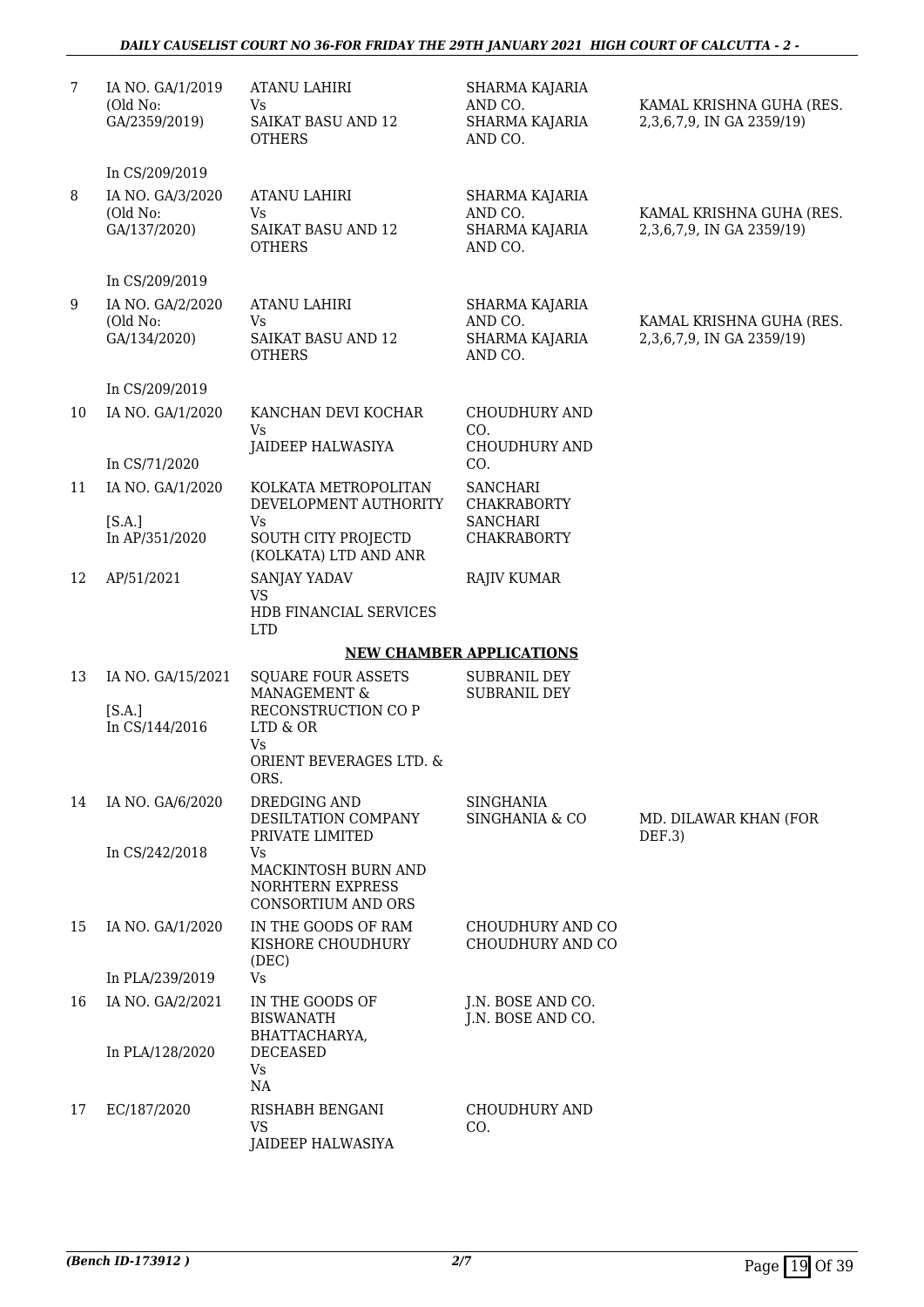| | | | | |
|---|---|---|---|---|
| 7 | IA NO. GA/1/2019 (Old No: GA/2359/2019) | ATANU LAHIRI Vs SAIKAT BASU AND 12 OTHERS | SHARMA KAJARIA AND CO. SHARMA KAJARIA AND CO. | KAMAL KRISHNA GUHA (RES. 2,3,6,7,9, IN GA 2359/19) |
| | In CS/209/2019 | | | |
| 8 | IA NO. GA/3/2020 (Old No: GA/137/2020) | ATANU LAHIRI Vs SAIKAT BASU AND 12 OTHERS | SHARMA KAJARIA AND CO. SHARMA KAJARIA AND CO. | KAMAL KRISHNA GUHA (RES. 2,3,6,7,9, IN GA 2359/19) |
| | In CS/209/2019 | | | |
| 9 | IA NO. GA/2/2020 (Old No: GA/134/2020) | ATANU LAHIRI Vs SAIKAT BASU AND 12 OTHERS | SHARMA KAJARIA AND CO. SHARMA KAJARIA AND CO. | KAMAL KRISHNA GUHA (RES. 2,3,6,7,9, IN GA 2359/19) |
| | In CS/209/2019 | | | |
| 10 | IA NO. GA/1/2020 In CS/71/2020 | KANCHAN DEVI KOCHAR Vs JAIDEEP HALWASIYA | CHOUDHURY AND CO. CHOUDHURY AND CO. | |
| 11 | IA NO. GA/1/2020 [S.A.] In AP/351/2020 | KOLKATA METROPOLITAN DEVELOPMENT AUTHORITY Vs SOUTH CITY PROJECTD (KOLKATA) LTD AND ANR | SANCHARI CHAKRABORTY SANCHARI CHAKRABORTY | |
| 12 | AP/51/2021 | SANJAY YADAV VS HDB FINANCIAL SERVICES LTD | RAJIV KUMAR | |

**NEW CHAMBER APPLICATIONS**

| | | | | |
|---|---|---|---|---|
| 13 | IA NO. GA/15/2021 [S.A.] In CS/144/2016 | SQUARE FOUR ASSETS MANAGEMENT & RECONSTRUCTION CO P LTD & OR Vs ORIENT BEVERAGES LTD. & ORS. | SUBRANIL DEY SUBRANIL DEY | |
| 14 | IA NO. GA/6/2020 In CS/242/2018 | DREDGING AND DESILTATION COMPANY PRIVATE LIMITED Vs MACKINTOSH BURN AND NORHTERN EXPRESS CONSORTIUM AND ORS | SINGHANIA SINGHANIA & CO | MD. DILAWAR KHAN (FOR DEF.3) |
| 15 | IA NO. GA/1/2020 In PLA/239/2019 | IN THE GOODS OF RAM KISHORE CHOUDHURY (DEC) Vs | CHOUDHURY AND CO CHOUDHURY AND CO | |
| 16 | IA NO. GA/2/2021 In PLA/128/2020 | IN THE GOODS OF BISWANATH BHATTACHARYA, DECEASED Vs NA | J.N. BOSE AND CO. J.N. BOSE AND CO. | |
| 17 | EC/187/2020 | RISHABH BENGANI VS JAIDEEP HALWASIYA | CHOUDHURY AND CO. | |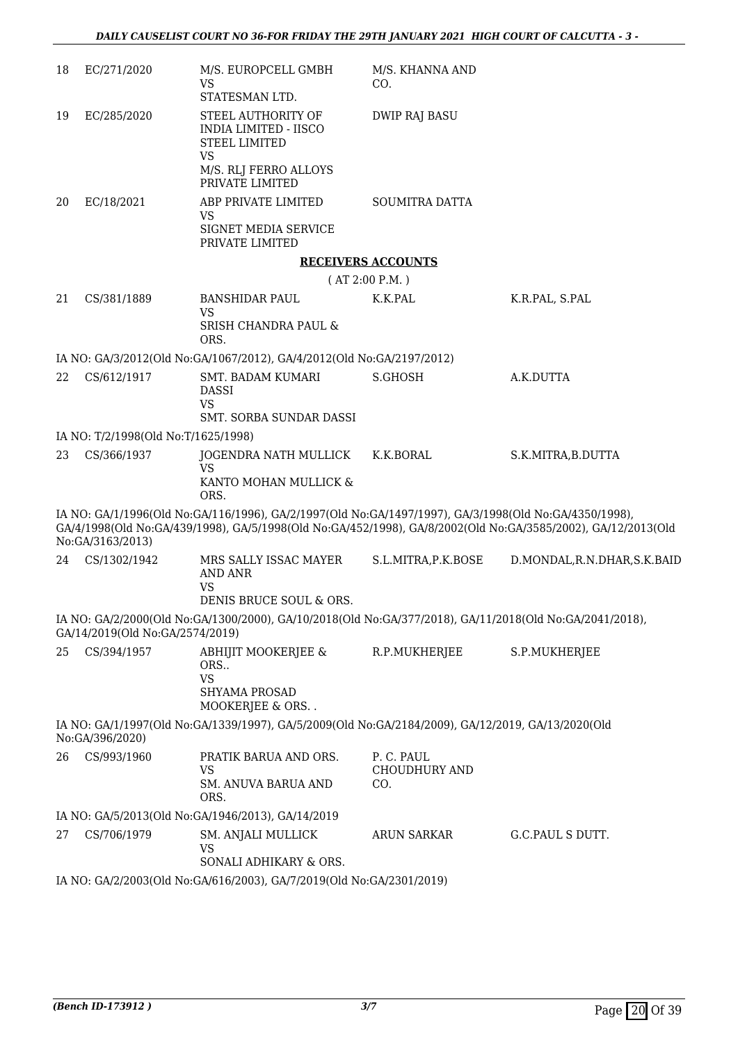| | | | | |
|---|---|---|---|---|
| 18 | EC/271/2020 | M/S. EUROPCELL GMBH<br>VS<br>STATESMAN LTD. | M/S. KHANNA AND CO. | |
| 19 | EC/285/2020 | STEEL AUTHORITY OF INDIA LIMITED - IISCO STEEL LIMITED<br>VS<br>M/S. RLJ FERRO ALLOYS PRIVATE LIMITED | DWIP RAJ BASU | |
| 20 | EC/18/2021 | ABP PRIVATE LIMITED<br>VS<br>SIGNET MEDIA SERVICE PRIVATE LIMITED | SOUMITRA DATTA | |

**RECEIVERS ACCOUNTS**

( AT 2:00 P.M. )

| | | | | |
|---|---|---|---|---|
| 21 | CS/381/1889 | BANSHIDAR PAUL<br>VS<br>SRISH CHANDRA PAUL & ORS. | K.K.PAL | K.R.PAL, S.PAL |

IA NO: GA/3/2012(Old No:GA/1067/2012), GA/4/2012(Old No:GA/2197/2012)

| | | | | |
|---|---|---|---|---|
| 22 | CS/612/1917 | SMT. BADAM KUMARI DASSI<br>VS<br>SMT. SORBA SUNDAR DASSI | S.GHOSH | A.K.DUTTA |

IA NO: T/2/1998(Old No:T/1625/1998)

| | | | | |
|---|---|---|---|---|
| 23 | CS/366/1937 | JOGENDRA NATH MULLICK<br>VS<br>KANTO MOHAN MULLICK & ORS. | K.K.BORAL | S.K.MITRA,B.DUTTA |

IA NO: GA/1/1996(Old No:GA/116/1996), GA/2/1997(Old No:GA/1497/1997), GA/3/1998(Old No:GA/4350/1998), GA/4/1998(Old No:GA/439/1998), GA/5/1998(Old No:GA/452/1998), GA/8/2002(Old No:GA/3585/2002), GA/12/2013(Old No:GA/3163/2013)

| | | | | |
|---|---|---|---|---|
| 24 | CS/1302/1942 | MRS SALLY ISSAC MAYER AND ANR<br>VS<br>DENIS BRUCE SOUL & ORS. | S.L.MITRA,P.K.BOSE | D.MONDAL,R.N.DHAR,S.K.BAID |

IA NO: GA/2/2000(Old No:GA/1300/2000), GA/10/2018(Old No:GA/377/2018), GA/11/2018(Old No:GA/2041/2018), GA/14/2019(Old No:GA/2574/2019)

| | | | | |
|---|---|---|---|---|
| 25 | CS/394/1957 | ABHIJIT MOOKERJEE & ORS..<br>VS<br>SHYAMA PROSAD MOOKERJEE & ORS. . | R.P.MUKHERJEE | S.P.MUKHERJEE |

IA NO: GA/1/1997(Old No:GA/1339/1997), GA/5/2009(Old No:GA/2184/2009), GA/12/2019, GA/13/2020(Old No:GA/396/2020)

| | | | | |
|---|---|---|---|---|
| 26 | CS/993/1960 | PRATIK BARUA AND ORS.<br>VS<br>SM. ANUVA BARUA AND ORS. | P. C. PAUL CHOUDHURY AND CO. | |

IA NO: GA/5/2013(Old No:GA/1946/2013), GA/14/2019

| | | | | |
|---|---|---|---|---|
| 27 | CS/706/1979 | SM. ANJALI MULLICK<br>VS<br>SONALI ADHIKARY & ORS. | ARUN SARKAR | G.C.PAUL S DUTT. |

IA NO: GA/2/2003(Old No:GA/616/2003), GA/7/2019(Old No:GA/2301/2019)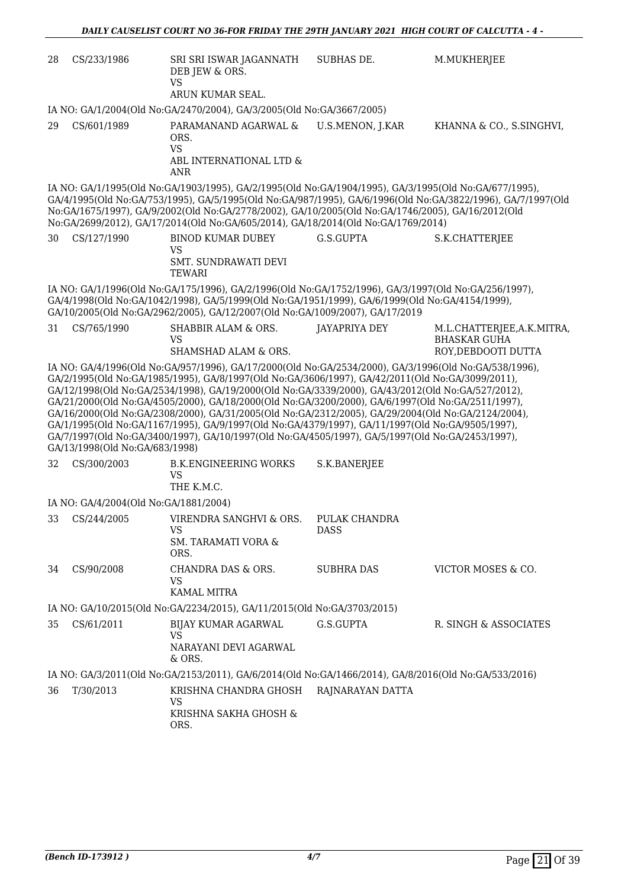| 28 | CS/233/1986 | SRI SRI ISWAR JAGANNATH DEB JEW & ORS.<br>VS<br>ARUN KUMAR SEAL. | SUBHAS DE. | M.MUKHERJEE |
|---|---|---|---|---|

IA NO: GA/1/2004(Old No:GA/2470/2004), GA/3/2005(Old No:GA/3667/2005)

| 29 | CS/601/1989 | PARAMANAND AGARWAL & ORS.<br>VS<br>ABL INTERNATIONAL LTD & ANR | U.S.MENON, J.KAR | KHANNA & CO., S.SINGHVI, |
|---|---|---|---|---|

IA NO: GA/1/1995(Old No:GA/1903/1995), GA/2/1995(Old No:GA/1904/1995), GA/3/1995(Old No:GA/677/1995), GA/4/1995(Old No:GA/753/1995), GA/5/1995(Old No:GA/987/1995), GA/6/1996(Old No:GA/3822/1996), GA/7/1997(Old No:GA/1675/1997), GA/9/2002(Old No:GA/2778/2002), GA/10/2005(Old No:GA/1746/2005), GA/16/2012(Old No:GA/2699/2012), GA/17/2014(Old No:GA/605/2014), GA/18/2014(Old No:GA/1769/2014)

| 30 | CS/127/1990 | BINOD KUMAR DUBEY<br>VS<br>SMT. SUNDRAWATI DEVI TEWARI | G.S.GUPTA | S.K.CHATTERJEE |
|---|---|---|---|---|

IA NO: GA/1/1996(Old No:GA/175/1996), GA/2/1996(Old No:GA/1752/1996), GA/3/1997(Old No:GA/256/1997), GA/4/1998(Old No:GA/1042/1998), GA/5/1999(Old No:GA/1951/1999), GA/6/1999(Old No:GA/4154/1999), GA/10/2005(Old No:GA/2962/2005), GA/12/2007(Old No:GA/1009/2007), GA/17/2019

| 31 | CS/765/1990 | SHABBIR ALAM & ORS.<br>VS<br>SHAMSHAD ALAM & ORS. | JAYAPRIYA DEY | M.L.CHATTERJEE,A.K.MITRA, BHASKAR GUHA ROY,DEBDOOTI DUTTA |
|---|---|---|---|---|

IA NO: GA/4/1996(Old No:GA/957/1996), GA/17/2000(Old No:GA/2534/2000), GA/3/1996(Old No:GA/538/1996), GA/2/1995(Old No:GA/1985/1995), GA/8/1997(Old No:GA/3606/1997), GA/42/2011(Old No:GA/3099/2011), GA/12/1998(Old No:GA/2534/1998), GA/19/2000(Old No:GA/3339/2000), GA/43/2012(Old No:GA/527/2012), GA/21/2000(Old No:GA/4505/2000), GA/18/2000(Old No:GA/3200/2000), GA/6/1997(Old No:GA/2511/1997), GA/16/2000(Old No:GA/2308/2000), GA/31/2005(Old No:GA/2312/2005), GA/29/2004(Old No:GA/2124/2004), GA/1/1995(Old No:GA/1167/1995), GA/9/1997(Old No:GA/4379/1997), GA/11/1997(Old No:GA/9505/1997), GA/7/1997(Old No:GA/3400/1997), GA/10/1997(Old No:GA/4505/1997), GA/5/1997(Old No:GA/2453/1997), GA/13/1998(Old No:GA/683/1998)

| 32 | CS/300/2003 | B.K.ENGINEERING WORKS<br>VS<br>THE K.M.C. | S.K.BANERJEE | |
|---|---|---|---|---|

IA NO: GA/4/2004(Old No:GA/1881/2004)

| 33 | CS/244/2005 | VIRENDRA SANGHVI & ORS.<br>VS<br>SM. TARAMATI VORA & ORS. | PULAK CHANDRA DASS | |
|---|---|---|---|---|
| 34 | CS/90/2008 | CHANDRA DAS & ORS.<br>VS<br>KAMAL MITRA | SUBHRA DAS | VICTOR MOSES & CO. |

IA NO: GA/10/2015(Old No:GA/2234/2015), GA/11/2015(Old No:GA/3703/2015)

| 35 | CS/61/2011 | BIJAY KUMAR AGARWAL<br>VS<br>NARAYANI DEVI AGARWAL & ORS. | G.S.GUPTA | R. SINGH & ASSOCIATES |
|---|---|---|---|---|

IA NO: GA/3/2011(Old No:GA/2153/2011), GA/6/2014(Old No:GA/1466/2014), GA/8/2016(Old No:GA/533/2016)

| 36 | T/30/2013 | KRISHNA CHANDRA GHOSH<br>VS<br>KRISHNA SAKHA GHOSH & ORS. | RAJNARAYAN DATTA | |
|---|---|---|---|---|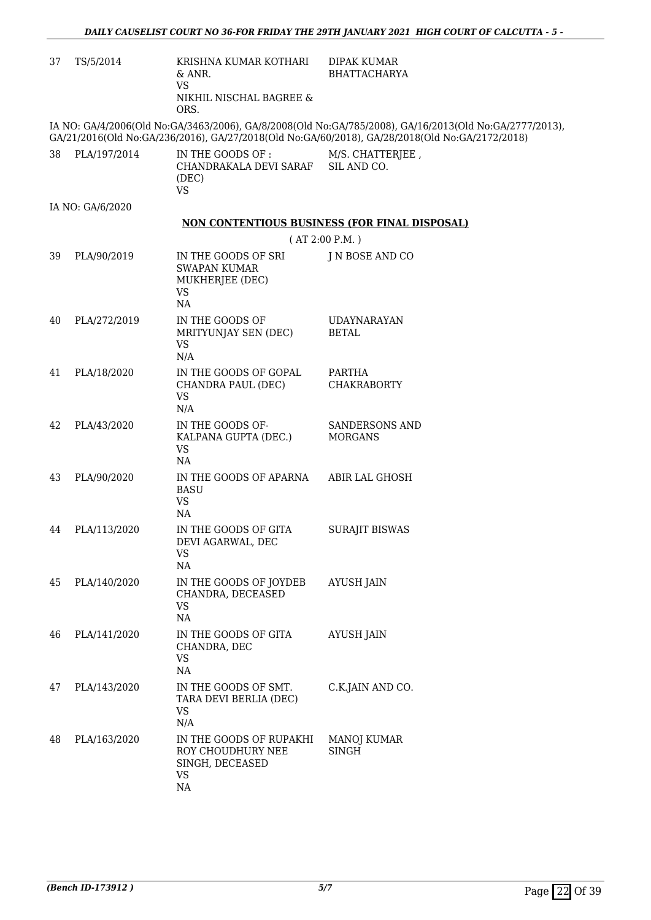| | | | |
|---|---|---|---|
| 37 | TS/5/2014 | KRISHNA KUMAR KOTHARI & ANR.<br>VS<br>NIKHIL NISCHAL BAGREE & ORS. | DIPAK KUMAR BHATTACHARYA |

IA NO: GA/4/2006(Old No:GA/3463/2006), GA/8/2008(Old No:GA/785/2008), GA/16/2013(Old No:GA/2777/2013), GA/21/2016(Old No:GA/236/2016), GA/27/2018(Old No:GA/60/2018), GA/28/2018(Old No:GA/2172/2018)

| | | | |
|---|---|---|---|
| 38 | PLA/197/2014 | IN THE GOODS OF : CHANDRAKALA DEVI SARAF (DEC)<br>VS | M/S. CHATTERJEE , SIL AND CO. |

IA NO: GA/6/2020

**NON CONTENTIOUS BUSINESS (FOR FINAL DISPOSAL)**

( AT 2:00 P.M. )

| | | | |
|---|---|---|---|
| 39 | PLA/90/2019 | IN THE GOODS OF SRI SWAPAN KUMAR MUKHERJEE (DEC)<br>VS<br>NA | J N BOSE AND CO |
| 40 | PLA/272/2019 | IN THE GOODS OF MRITYUNJAY SEN (DEC)<br>VS<br>N/A | UDAYNARAYAN BETAL |
| 41 | PLA/18/2020 | IN THE GOODS OF GOPAL CHANDRA PAUL (DEC)<br>VS<br>N/A | PARTHA CHAKRABORTY |
| 42 | PLA/43/2020 | IN THE GOODS OF-KALPANA GUPTA (DEC.)<br>VS<br>NA | SANDERSONS AND MORGANS |
| 43 | PLA/90/2020 | IN THE GOODS OF APARNA BASU<br>VS<br>NA | ABIR LAL GHOSH |
| 44 | PLA/113/2020 | IN THE GOODS OF GITA DEVI AGARWAL, DEC<br>VS<br>NA | SURAJIT BISWAS |
| 45 | PLA/140/2020 | IN THE GOODS OF JOYDEB CHANDRA, DECEASED<br>VS<br>NA | AYUSH JAIN |
| 46 | PLA/141/2020 | IN THE GOODS OF GITA CHANDRA, DEC<br>VS<br>NA | AYUSH JAIN |
| 47 | PLA/143/2020 | IN THE GOODS OF SMT. TARA DEVI BERLIA (DEC)<br>VS<br>N/A | C.K.JAIN AND CO. |
| 48 | PLA/163/2020 | IN THE GOODS OF RUPAKHI ROY CHOUDHURY NEE SINGH, DECEASED<br>VS<br>NA | MANOJ KUMAR SINGH |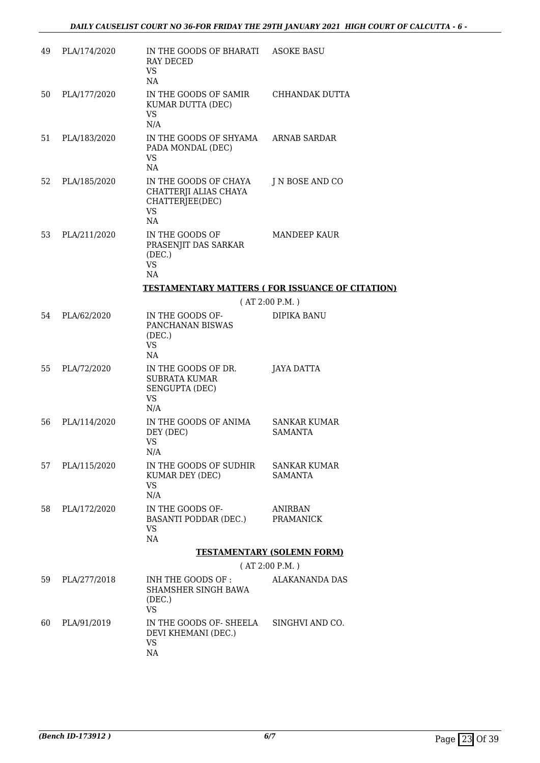| | | | |
|---|---|---|---|
| 49 | PLA/174/2020 | IN THE GOODS OF BHARATI RAY DECED<br>VS<br>NA | ASOKE BASU |
| 50 | PLA/177/2020 | IN THE GOODS OF SAMIR KUMAR DUTTA (DEC)<br>VS<br>N/A | CHHANDAK DUTTA |
| 51 | PLA/183/2020 | IN THE GOODS OF SHYAMA PADA MONDAL (DEC)<br>VS<br>NA | ARNAB SARDAR |
| 52 | PLA/185/2020 | IN THE GOODS OF CHAYA CHATTERJI ALIAS CHAYA CHATTERJEE(DEC)<br>VS<br>NA | J N BOSE AND CO |
| 53 | PLA/211/2020 | IN THE GOODS OF PRASENJIT DAS SARKAR (DEC.)<br>VS<br>NA | MANDEEP KAUR |

**TESTAMENTARY MATTERS ( FOR ISSUANCE OF CITATION)**

( AT 2:00 P.M. )

| | | | |
|---|---|---|---|
| 54 | PLA/62/2020 | IN THE GOODS OF- PANCHANAN BISWAS (DEC.)<br>VS<br>NA | DIPIKA BANU |
| 55 | PLA/72/2020 | IN THE GOODS OF DR. SUBRATA KUMAR SENGUPTA (DEC)<br>VS<br>N/A | JAYA DATTA |
| 56 | PLA/114/2020 | IN THE GOODS OF ANIMA DEY (DEC)<br>VS<br>N/A | SANKAR KUMAR SAMANTA |
| 57 | PLA/115/2020 | IN THE GOODS OF SUDHIR KUMAR DEY (DEC)<br>VS<br>N/A | SANKAR KUMAR SAMANTA |
| 58 | PLA/172/2020 | IN THE GOODS OF- BASANTI PODDAR (DEC.)<br>VS<br>NA | ANIRBAN PRAMANICK |

**TESTAMENTARY (SOLEMN FORM)**

( AT 2:00 P.M. )

| | | | |
|---|---|---|---|
| 59 | PLA/277/2018 | INH THE GOODS OF : SHAMSHER SINGH BAWA (DEC.)<br>VS | ALAKANANDA DAS |
| 60 | PLA/91/2019 | IN THE GOODS OF- SHEELA DEVI KHEMANI (DEC.)<br>VS<br>NA | SINGHVI AND CO. |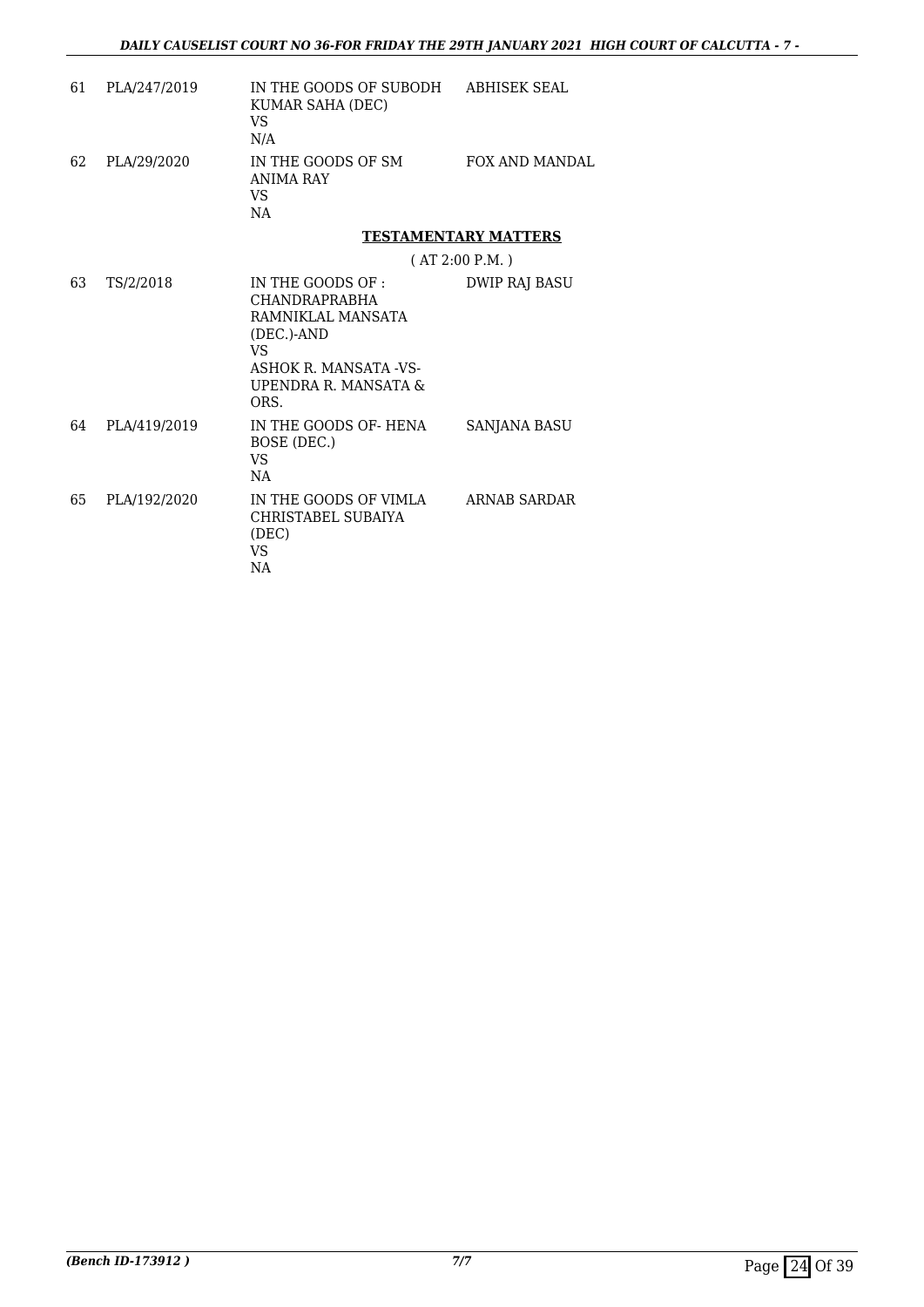| 61 | PLA/247/2019 | IN THE GOODS OF SUBODH KUMAR SAHA (DEC)<br>VS<br>N/A | ABHISEK SEAL |
|---|---|---|---|
| 62 | PLA/29/2020 | IN THE GOODS OF SM ANIMA RAY<br>VS<br>NA | FOX AND MANDAL |

**TESTAMENTARY MATTERS**

( AT 2:00 P.M. )

| 63 | TS/2/2018 | IN THE GOODS OF : CHANDRAPRABHA RAMNIKLAL MANSATA (DEC.)-AND<br>VS<br>ASHOK R. MANSATA -VS- UPENDRA R. MANSATA & ORS. | DWIP RAJ BASU |
|---|---|---|---|
| 64 | PLA/419/2019 | IN THE GOODS OF- HENA BOSE (DEC.)<br>VS<br>NA | SANJANA BASU |
| 65 | PLA/192/2020 | IN THE GOODS OF VIMLA CHRISTABEL SUBAIYA (DEC)<br>VS<br>NA | ARNAB SARDAR |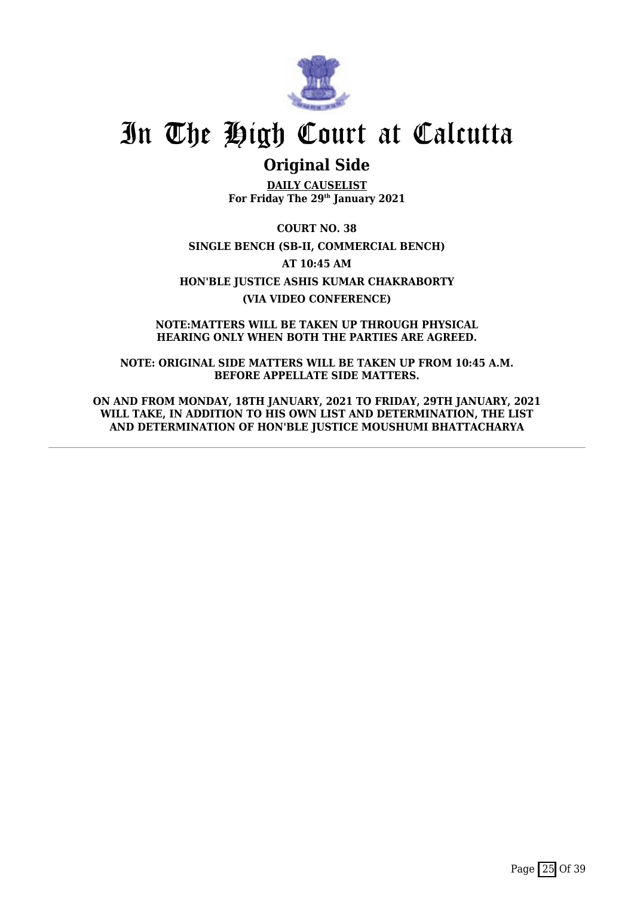# In The High Court at Calcutta

## Original Side

**DAILY CAUSELIST**
**For Friday The 29th January 2021**

**COURT NO. 38**

**SINGLE BENCH (SB-II, COMMERCIAL BENCH)**

**AT 10:45 AM**

**HON'BLE JUSTICE ASHIS KUMAR CHAKRABORTY**

**(VIA VIDEO CONFERENCE)**

**NOTE:MATTERS WILL BE TAKEN UP THROUGH PHYSICAL HEARING ONLY WHEN BOTH THE PARTIES ARE AGREED.**

**NOTE: ORIGINAL SIDE MATTERS WILL BE TAKEN UP FROM 10:45 A.M. BEFORE APPELLATE SIDE MATTERS.**

**ON AND FROM MONDAY, 18TH JANUARY, 2021 TO FRIDAY, 29TH JANUARY, 2021 WILL TAKE, IN ADDITION TO HIS OWN LIST AND DETERMINATION, THE LIST AND DETERMINATION OF HON'BLE JUSTICE MOUSHUMI BHATTACHARYA**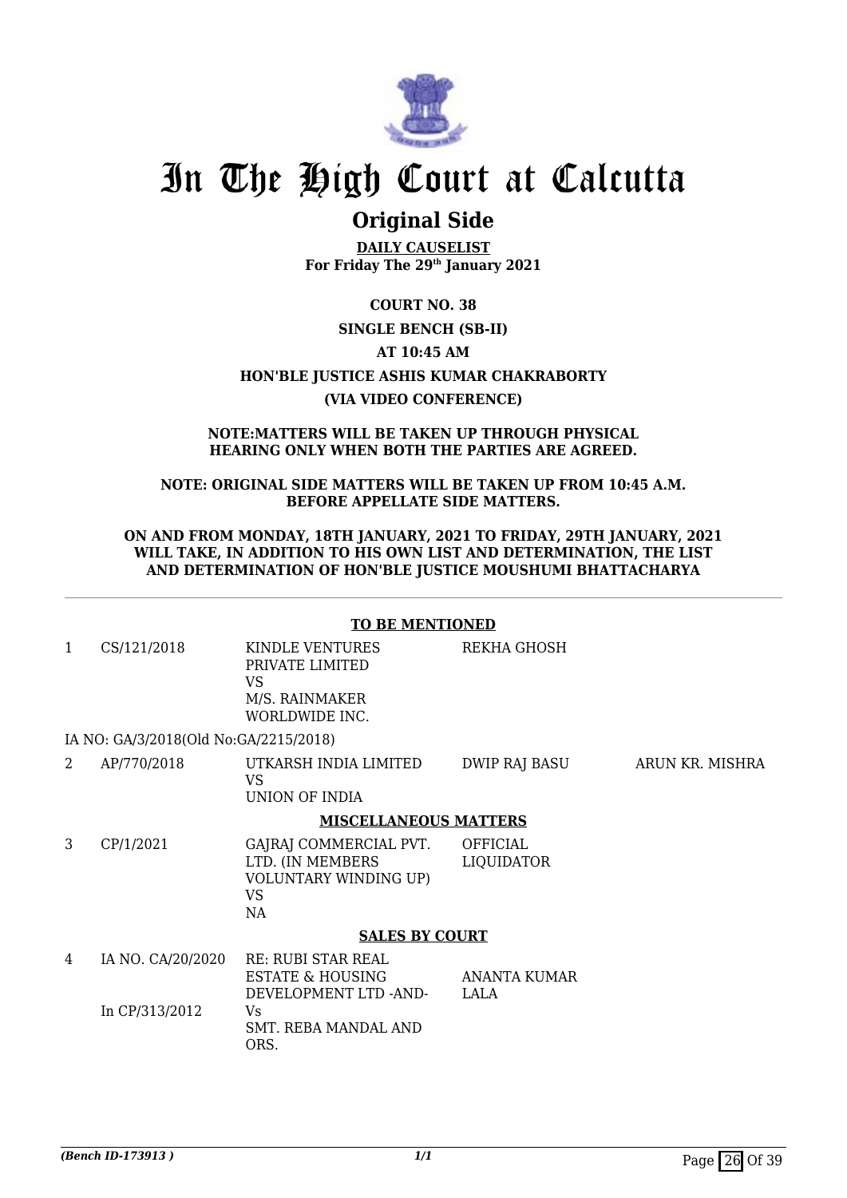# In The High Court at Calcutta

## Original Side

**DAILY CAUSELIST**
**For Friday The 29th January 2021**

**COURT NO. 38**

**SINGLE BENCH (SB-II)**

**AT 10:45 AM**

**HON'BLE JUSTICE ASHIS KUMAR CHAKRABORTY**

**(VIA VIDEO CONFERENCE)**

**NOTE:MATTERS WILL BE TAKEN UP THROUGH PHYSICAL HEARING ONLY WHEN BOTH THE PARTIES ARE AGREED.**

**NOTE: ORIGINAL SIDE MATTERS WILL BE TAKEN UP FROM 10:45 A.M. BEFORE APPELLATE SIDE MATTERS.**

**ON AND FROM MONDAY, 18TH JANUARY, 2021 TO FRIDAY, 29TH JANUARY, 2021 WILL TAKE, IN ADDITION TO HIS OWN LIST AND DETERMINATION, THE LIST AND DETERMINATION OF HON'BLE JUSTICE MOUSHUMI BHATTACHARYA**

**TO BE MENTIONED**

| | | | | |
|---|---|---|---|---|
| 1 | CS/121/2018 | KINDLE VENTURES PRIVATE LIMITED VS M/S. RAINMAKER WORLDWIDE INC. | REKHA GHOSH | |
| | IA NO: GA/3/2018(Old No:GA/2215/2018) | | | |
| 2 | AP/770/2018 | UTKARSH INDIA LIMITED VS UNION OF INDIA | DWIP RAJ BASU | ARUN KR. MISHRA |

**MISCELLANEOUS MATTERS**

| | | | | |
|---|---|---|---|---|
| 3 | CP/1/2021 | GAJRAJ COMMERCIAL PVT. LTD. (IN MEMBERS VOLUNTARY WINDING UP) VS NA | OFFICIAL LIQUIDATOR | |

**SALES BY COURT**

| | | | | |
|---|---|---|---|---|
| 4 | IA NO. CA/20/2020 In CP/313/2012 | RE: RUBI STAR REAL ESTATE & HOUSING DEVELOPMENT LTD -AND- Vs SMT. REBA MANDAL AND ORS. | ANANTA KUMAR LALA | |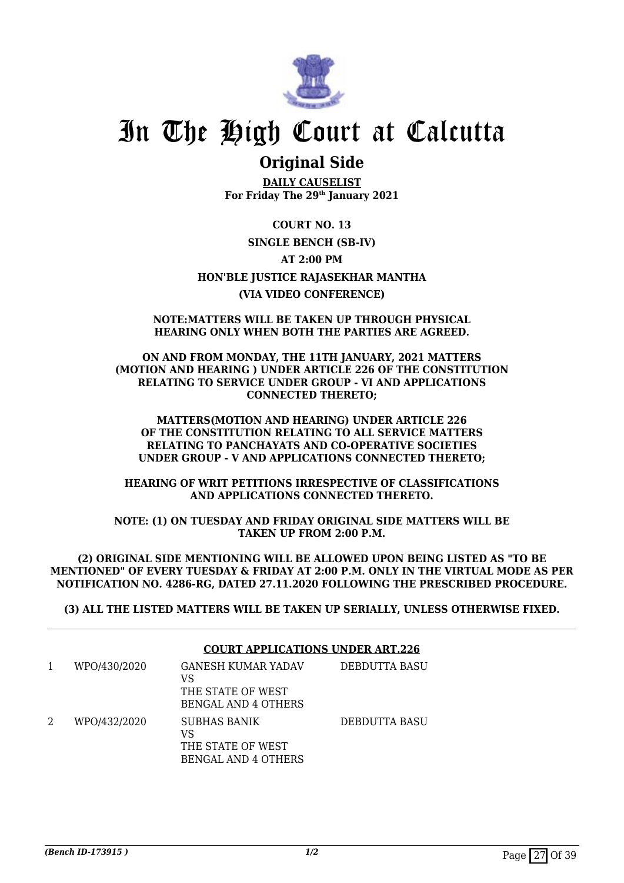# In The High Court at Calcutta

## Original Side

**DAILY CAUSELIST**
**For Friday The 29th January 2021**

**COURT NO. 13**

**SINGLE BENCH (SB-IV)**

**AT 2:00 PM**

**HON'BLE JUSTICE RAJASEKHAR MANTHA**

**(VIA VIDEO CONFERENCE)**

**NOTE:MATTERS WILL BE TAKEN UP THROUGH PHYSICAL HEARING ONLY WHEN BOTH THE PARTIES ARE AGREED.**

**ON AND FROM MONDAY, THE 11TH JANUARY, 2021 MATTERS (MOTION AND HEARING ) UNDER ARTICLE 226 OF THE CONSTITUTION RELATING TO SERVICE UNDER GROUP - VI AND APPLICATIONS CONNECTED THERETO;**

**MATTERS(MOTION AND HEARING) UNDER ARTICLE 226 OF THE CONSTITUTION RELATING TO ALL SERVICE MATTERS RELATING TO PANCHAYATS AND CO-OPERATIVE SOCIETIES UNDER GROUP - V AND APPLICATIONS CONNECTED THERETO;**

**HEARING OF WRIT PETITIONS IRRESPECTIVE OF CLASSIFICATIONS AND APPLICATIONS CONNECTED THERETO.**

**NOTE: (1) ON TUESDAY AND FRIDAY ORIGINAL SIDE MATTERS WILL BE TAKEN UP FROM 2:00 P.M.**

**(2) ORIGINAL SIDE MENTIONING WILL BE ALLOWED UPON BEING LISTED AS "TO BE MENTIONED" OF EVERY TUESDAY & FRIDAY AT 2:00 P.M. ONLY IN THE VIRTUAL MODE AS PER NOTIFICATION NO. 4286-RG, DATED 27.11.2020 FOLLOWING THE PRESCRIBED PROCEDURE.**

**(3) ALL THE LISTED MATTERS WILL BE TAKEN UP SERIALLY, UNLESS OTHERWISE FIXED.**

**COURT APPLICATIONS UNDER ART.226**

| | | | |
|---|---|---|---|
| 1 | WPO/430/2020 | GANESH KUMAR YADAV<br>VS<br>THE STATE OF WEST BENGAL AND 4 OTHERS | DEBDUTTA BASU |
| 2 | WPO/432/2020 | SUBHAS BANIK<br>VS<br>THE STATE OF WEST BENGAL AND 4 OTHERS | DEBDUTTA BASU |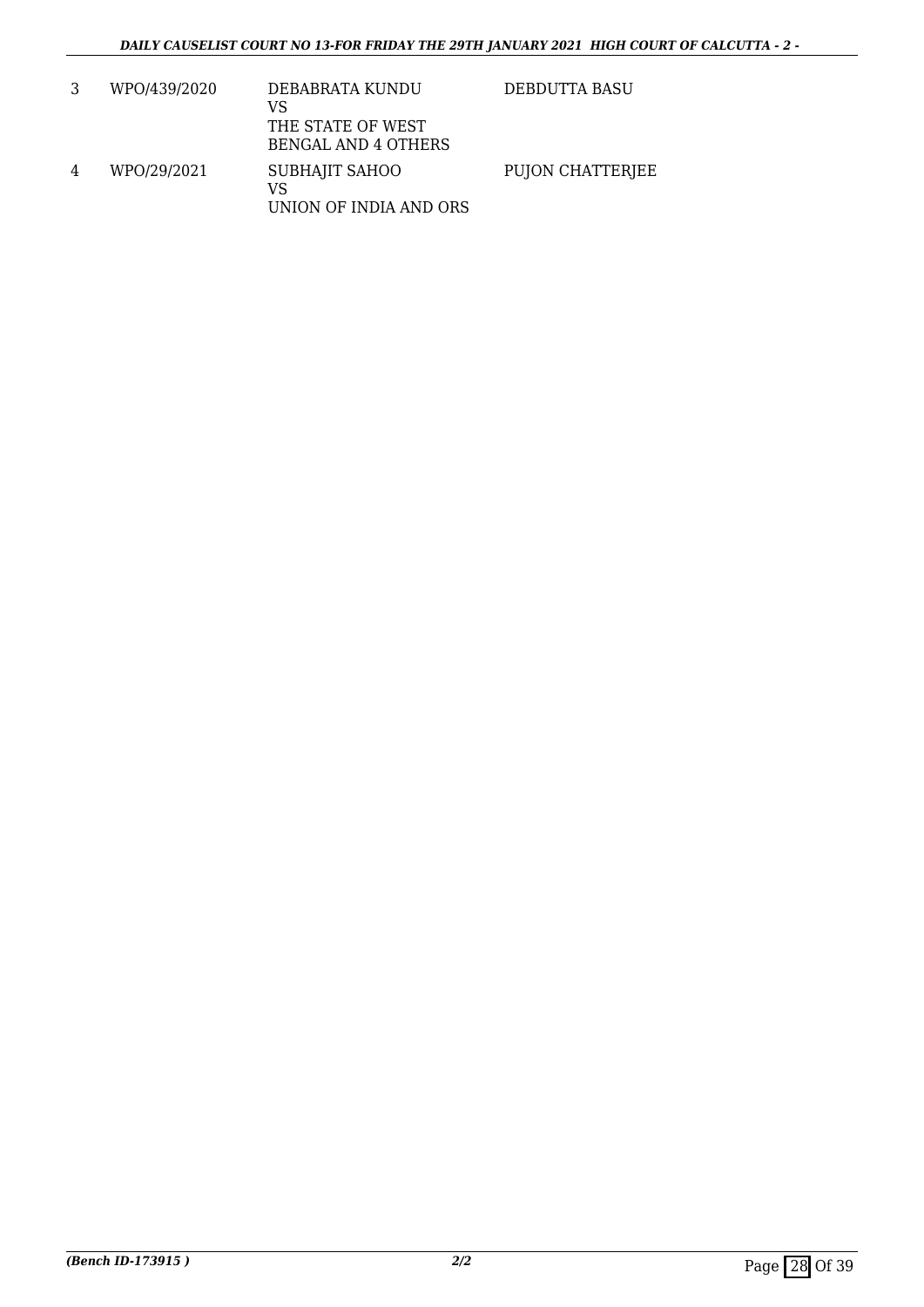| | | | |
|---|---|---|---|
| 3 | WPO/439/2020 | DEBABRATA KUNDU<br>VS<br>THE STATE OF WEST BENGAL AND 4 OTHERS | DEBDUTTA BASU |
| 4 | WPO/29/2021 | SUBHAJIT SAHOO<br>VS<br>UNION OF INDIA AND ORS | PUJON CHATTERJEE |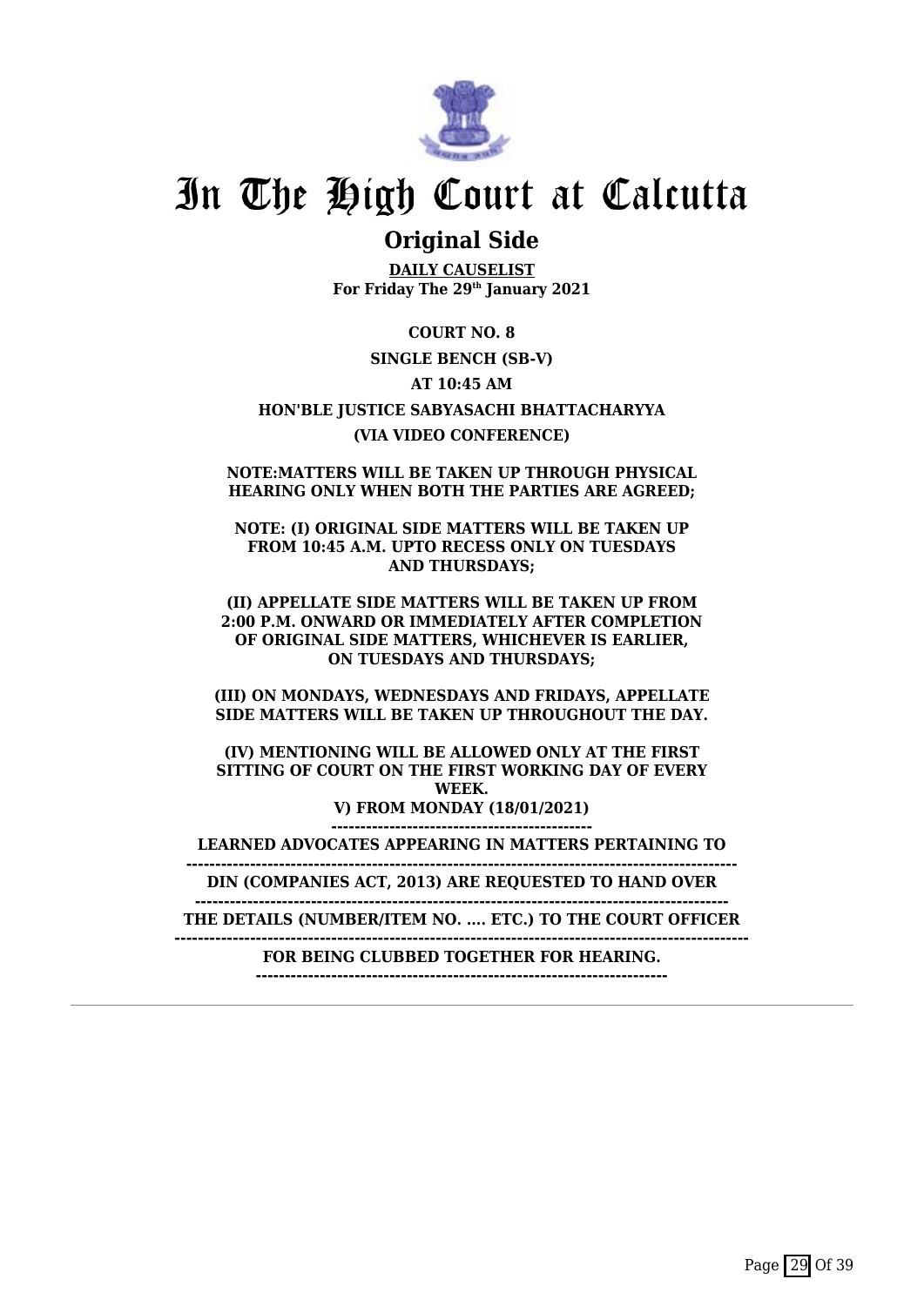# In The High Court at Calcutta

## Original Side

**DAILY CAUSELIST**
**For Friday The 29th January 2021**

**COURT NO. 8**

**SINGLE BENCH (SB-V)**

**AT 10:45 AM**

**HON'BLE JUSTICE SABYASACHI BHATTACHARYYA**

**(VIA VIDEO CONFERENCE)**

**NOTE:MATTERS WILL BE TAKEN UP THROUGH PHYSICAL HEARING ONLY WHEN BOTH THE PARTIES ARE AGREED;**

**NOTE: (I) ORIGINAL SIDE MATTERS WILL BE TAKEN UP FROM 10:45 A.M. UPTO RECESS ONLY ON TUESDAYS AND THURSDAYS;**

**(II) APPELLATE SIDE MATTERS WILL BE TAKEN UP FROM 2:00 P.M. ONWARD OR IMMEDIATELY AFTER COMPLETION OF ORIGINAL SIDE MATTERS, WHICHEVER IS EARLIER, ON TUESDAYS AND THURSDAYS;**

**(III) ON MONDAYS, WEDNESDAYS AND FRIDAYS, APPELLATE SIDE MATTERS WILL BE TAKEN UP THROUGHOUT THE DAY.**

**(IV) MENTIONING WILL BE ALLOWED ONLY AT THE FIRST SITTING OF COURT ON THE FIRST WORKING DAY OF EVERY WEEK.**

**V) FROM MONDAY (18/01/2021)**

**LEARNED ADVOCATES APPEARING IN MATTERS PERTAINING TO DIN (COMPANIES ACT, 2013) ARE REQUESTED TO HAND OVER THE DETAILS (NUMBER/ITEM NO. .... ETC.) TO THE COURT OFFICER FOR BEING CLUBBED TOGETHER FOR HEARING.**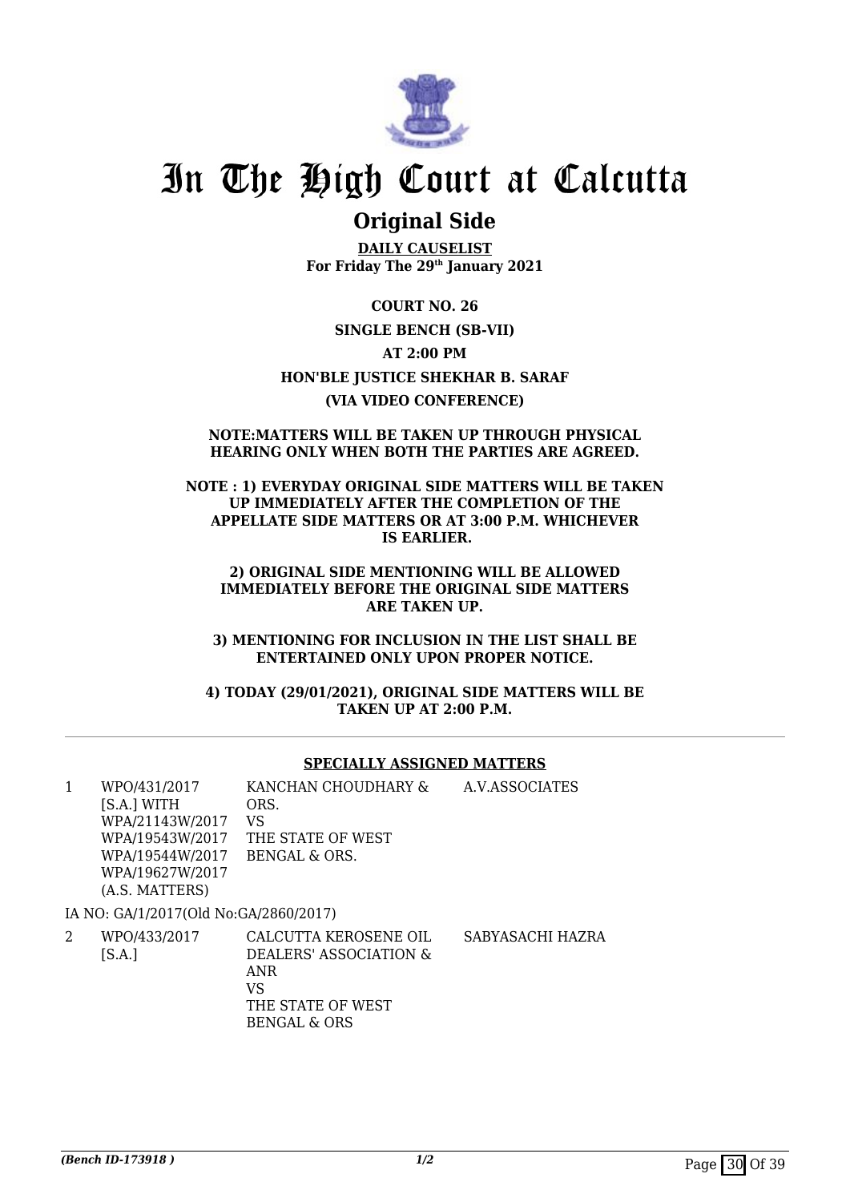# In The High Court at Calcutta

## Original Side

**DAILY CAUSELIST**
**For Friday The 29th January 2021**

**COURT NO. 26**

**SINGLE BENCH (SB-VII)**

**AT 2:00 PM**

**HON'BLE JUSTICE SHEKHAR B. SARAF**

**(VIA VIDEO CONFERENCE)**

**NOTE:MATTERS WILL BE TAKEN UP THROUGH PHYSICAL HEARING ONLY WHEN BOTH THE PARTIES ARE AGREED.**

**NOTE : 1) EVERYDAY ORIGINAL SIDE MATTERS WILL BE TAKEN UP IMMEDIATELY AFTER THE COMPLETION OF THE APPELLATE SIDE MATTERS OR AT 3:00 P.M. WHICHEVER IS EARLIER.**

**2) ORIGINAL SIDE MENTIONING WILL BE ALLOWED IMMEDIATELY BEFORE THE ORIGINAL SIDE MATTERS ARE TAKEN UP.**

**3) MENTIONING FOR INCLUSION IN THE LIST SHALL BE ENTERTAINED ONLY UPON PROPER NOTICE.**

**4) TODAY (29/01/2021), ORIGINAL SIDE MATTERS WILL BE TAKEN UP AT 2:00 P.M.**

---

**SPECIALLY ASSIGNED MATTERS**

| | | | |
|---|---|---|---|
| 1 | WPO/431/2017 [S.A.] WITH WPA/21143W/2017 WPA/19543W/2017 WPA/19544W/2017 WPA/19627W/2017 (A.S. MATTERS) | KANCHAN CHOUDHARY & ORS. VS THE STATE OF WEST BENGAL & ORS. | A.V.ASSOCIATES |

IA NO: GA/1/2017(Old No:GA/2860/2017)

| | | | |
|---|---|---|---|
| 2 | WPO/433/2017 [S.A.] | CALCUTTA KEROSENE OIL DEALERS' ASSOCIATION & ANR VS THE STATE OF WEST BENGAL & ORS | SABYASACHI HAZRA |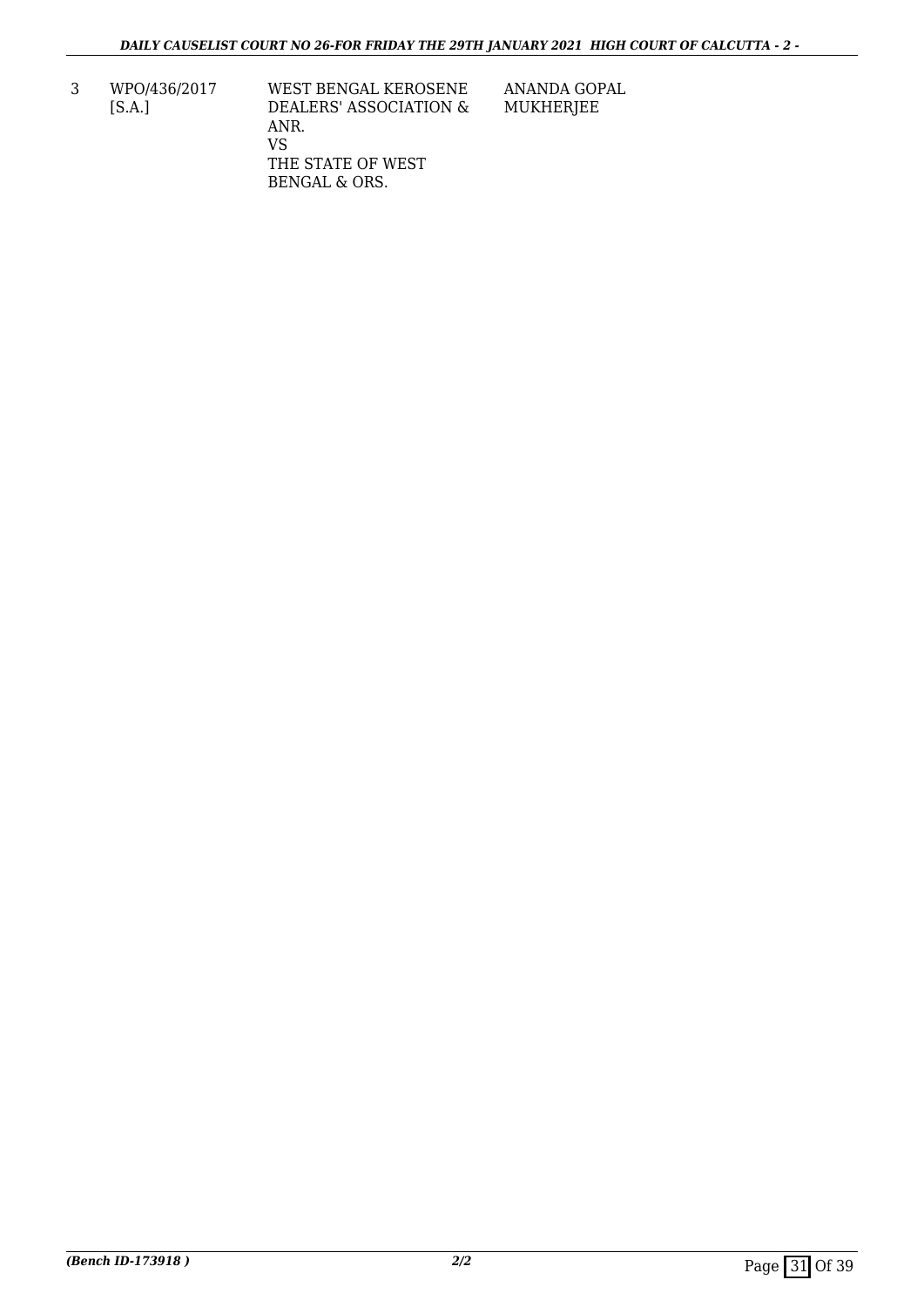| 3 | WPO/436/2017 [S.A.] | WEST BENGAL KEROSENE DEALERS' ASSOCIATION & ANR. VS THE STATE OF WEST BENGAL & ORS. | ANANDA GOPAL MUKHERJEE |
|---|---|---|---|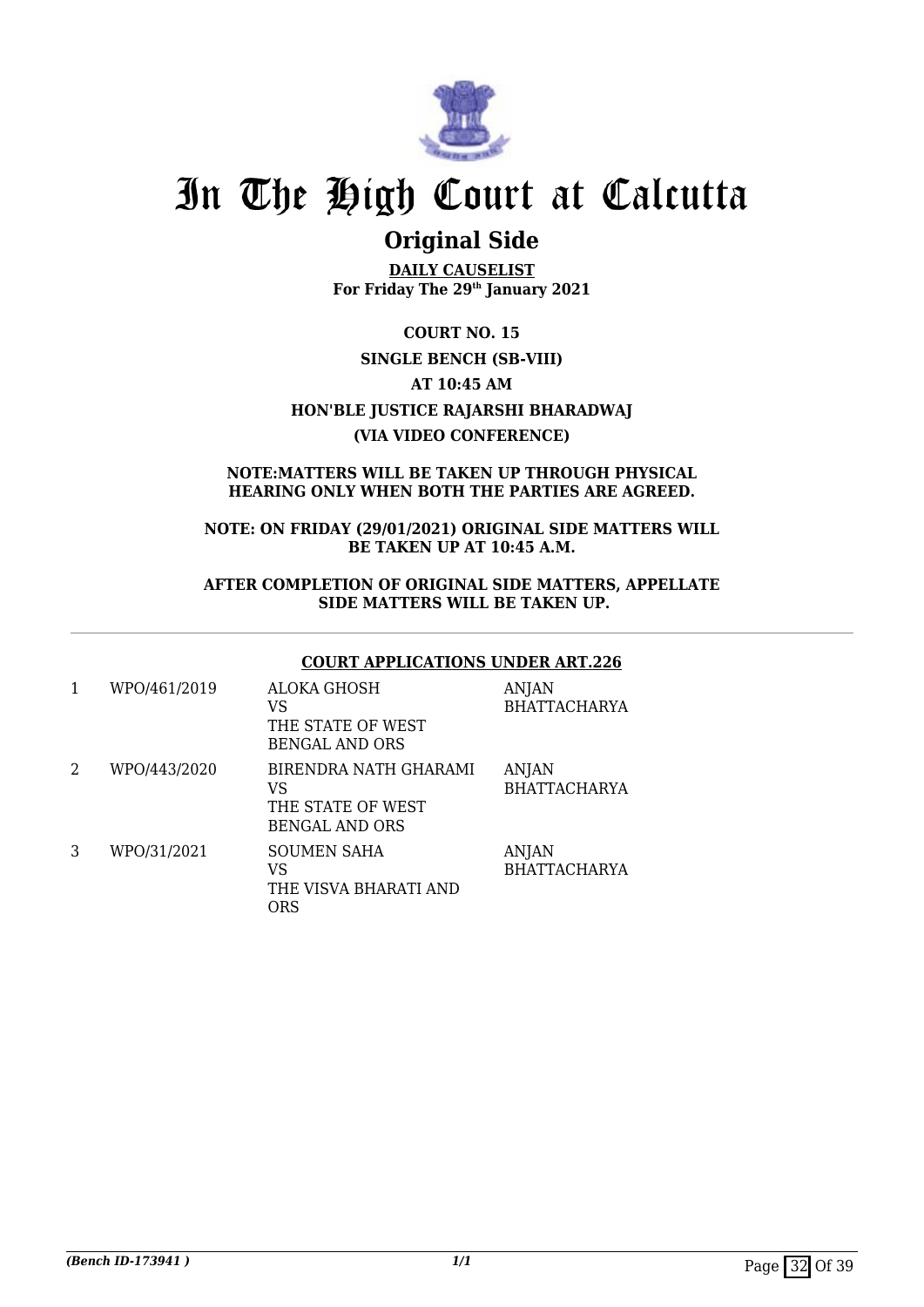# In The High Court at Calcutta

## Original Side

**DAILY CAUSELIST**
**For Friday The 29th January 2021**

**COURT NO. 15**

**SINGLE BENCH (SB-VIII)**

**AT 10:45 AM**

**HON'BLE JUSTICE RAJARSHI BHARADWAJ**

**(VIA VIDEO CONFERENCE)**

**NOTE:MATTERS WILL BE TAKEN UP THROUGH PHYSICAL HEARING ONLY WHEN BOTH THE PARTIES ARE AGREED.**

**NOTE: ON FRIDAY (29/01/2021) ORIGINAL SIDE MATTERS WILL BE TAKEN UP AT 10:45 A.M.**

**AFTER COMPLETION OF ORIGINAL SIDE MATTERS, APPELLATE SIDE MATTERS WILL BE TAKEN UP.**

**COURT APPLICATIONS UNDER ART.226**

| | | | |
|---|---|---|---|
| 1 | WPO/461/2019 | ALOKA GHOSH VS THE STATE OF WEST BENGAL AND ORS | ANJAN BHATTACHARYA |
| 2 | WPO/443/2020 | BIRENDRA NATH GHARAMI VS THE STATE OF WEST BENGAL AND ORS | ANJAN BHATTACHARYA |
| 3 | WPO/31/2021 | SOUMEN SAHA VS THE VISVA BHARATI AND ORS | ANJAN BHATTACHARYA |

*(Bench ID-173941 )*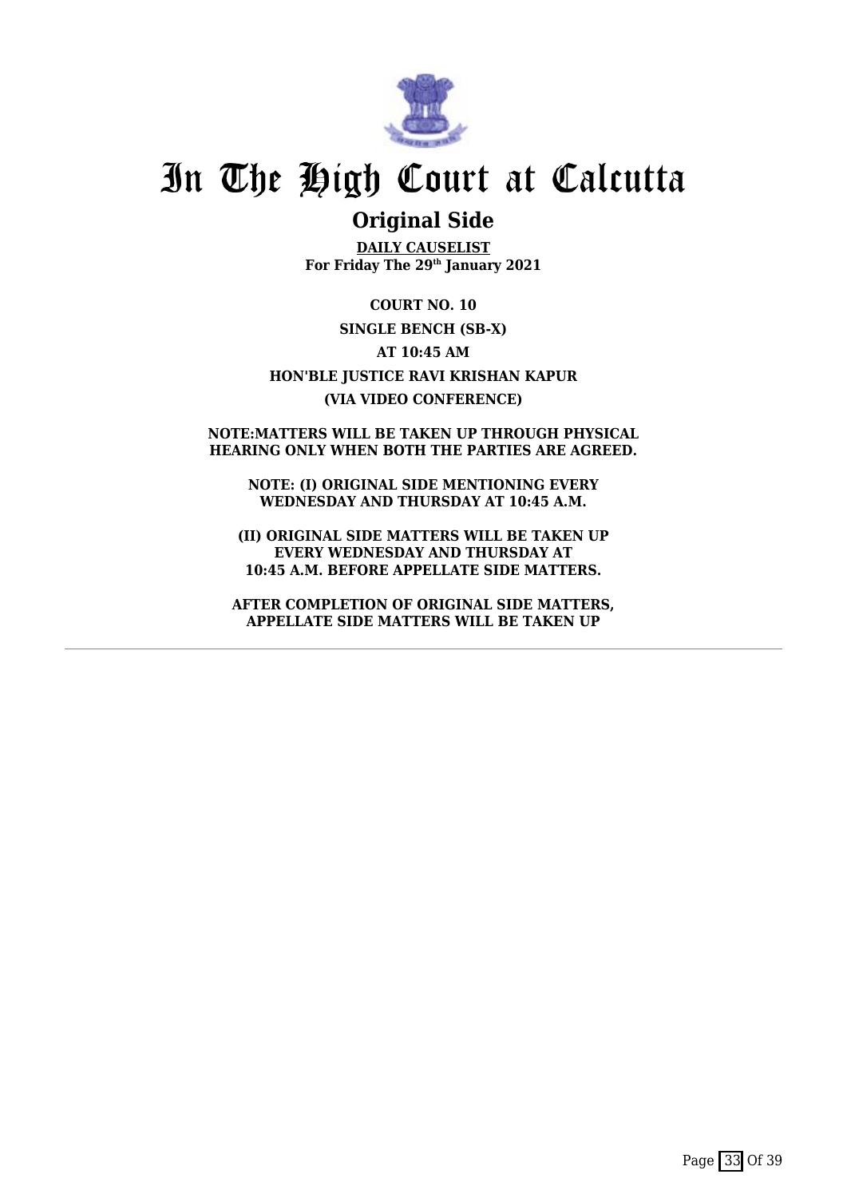# In The High Court at Calcutta

## Original Side

**DAILY CAUSELIST**
**For Friday The 29th January 2021**

**COURT NO. 10**

**SINGLE BENCH (SB-X)**

**AT 10:45 AM**

**HON'BLE JUSTICE RAVI KRISHAN KAPUR**

**(VIA VIDEO CONFERENCE)**

**NOTE:MATTERS WILL BE TAKEN UP THROUGH PHYSICAL HEARING ONLY WHEN BOTH THE PARTIES ARE AGREED.**

**NOTE: (I) ORIGINAL SIDE MENTIONING EVERY WEDNESDAY AND THURSDAY AT 10:45 A.M.**

**(II) ORIGINAL SIDE MATTERS WILL BE TAKEN UP EVERY WEDNESDAY AND THURSDAY AT 10:45 A.M. BEFORE APPELLATE SIDE MATTERS.**

**AFTER COMPLETION OF ORIGINAL SIDE MATTERS, APPELLATE SIDE MATTERS WILL BE TAKEN UP**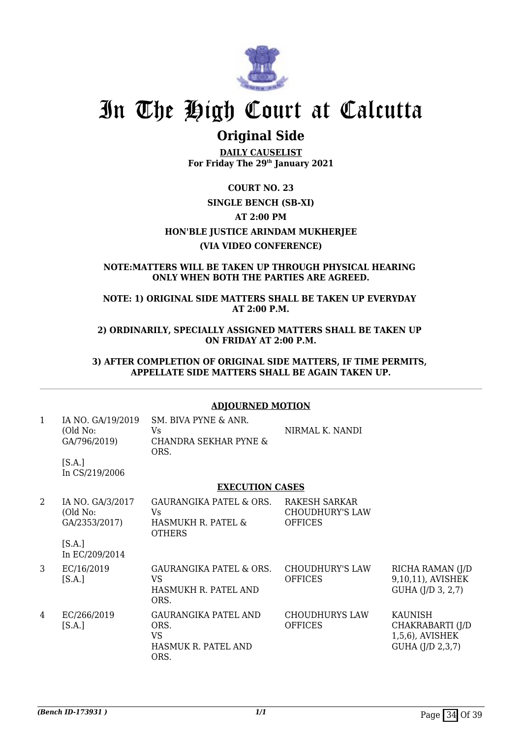# In The High Court at Calcutta

## Original Side

**DAILY CAUSELIST**
**For Friday The 29th January 2021**

**COURT NO. 23**

**SINGLE BENCH (SB-XI)**

**AT 2:00 PM**

**HON'BLE JUSTICE ARINDAM MUKHERJEE**

**(VIA VIDEO CONFERENCE)**

**NOTE:MATTERS WILL BE TAKEN UP THROUGH PHYSICAL HEARING ONLY WHEN BOTH THE PARTIES ARE AGREED.**

**NOTE: 1) ORIGINAL SIDE MATTERS SHALL BE TAKEN UP EVERYDAY AT 2:00 P.M.**

**2) ORDINARILY, SPECIALLY ASSIGNED MATTERS SHALL BE TAKEN UP ON FRIDAY AT 2:00 P.M.**

**3) AFTER COMPLETION OF ORIGINAL SIDE MATTERS, IF TIME PERMITS, APPELLATE SIDE MATTERS SHALL BE AGAIN TAKEN UP.**

**ADJOURNED MOTION**

| | | | | |
|---|---|---|---|---|
| 1 | IA NO. GA/19/2019 (Old No: GA/796/2019) [S.A.] In CS/219/2006 | SM. BIVA PYNE & ANR. Vs CHANDRA SEKHAR PYNE & ORS. | NIRMAL K. NANDI | |

**EXECUTION CASES**

| | | | | |
|---|---|---|---|---|
| 2 | IA NO. GA/3/2017 (Old No: GA/2353/2017) [S.A.] In EC/209/2014 | GAURANGIKA PATEL & ORS. Vs HASMUKH R. PATEL & OTHERS | RAKESH SARKAR CHOUDHURY'S LAW OFFICES | |
| 3 | EC/16/2019 [S.A.] | GAURANGIKA PATEL & ORS. VS HASMUKH R. PATEL AND ORS. | CHOUDHURY'S LAW OFFICES | RICHA RAMAN (J/D 9,10,11), AVISHEK GUHA (J/D 3, 2,7) |
| 4 | EC/266/2019 [S.A.] | GAURANGIKA PATEL AND ORS. VS HASMUK R. PATEL AND ORS. | CHOUDHURYS LAW OFFICES | KAUNISH CHAKRABARTI (J/D 1,5,6), AVISHEK GUHA (J/D 2,3,7) |

*(Bench ID-173931 )*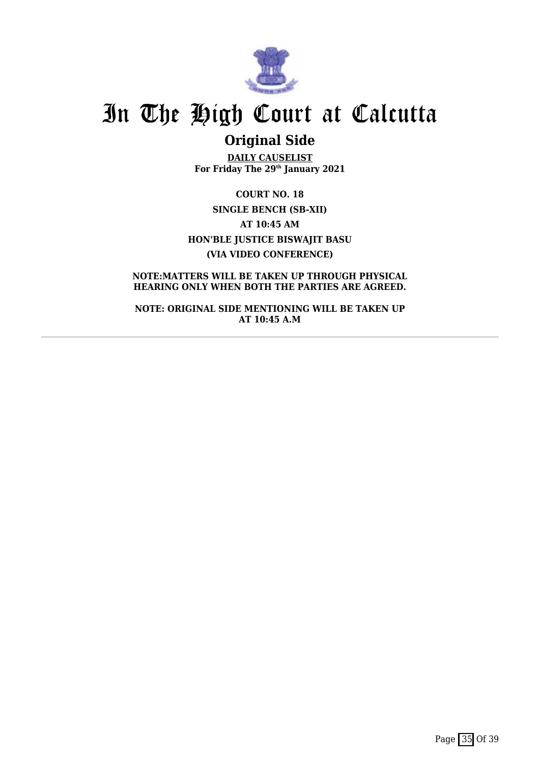# In The High Court at Calcutta

## Original Side

**DAILY CAUSELIST**
**For Friday The 29th January 2021**

**COURT NO. 18**

**SINGLE BENCH (SB-XII)**

**AT 10:45 AM**

**HON'BLE JUSTICE BISWAJIT BASU**

**(VIA VIDEO CONFERENCE)**

**NOTE:MATTERS WILL BE TAKEN UP THROUGH PHYSICAL HEARING ONLY WHEN BOTH THE PARTIES ARE AGREED.**

**NOTE: ORIGINAL SIDE MENTIONING WILL BE TAKEN UP AT 10:45 A.M**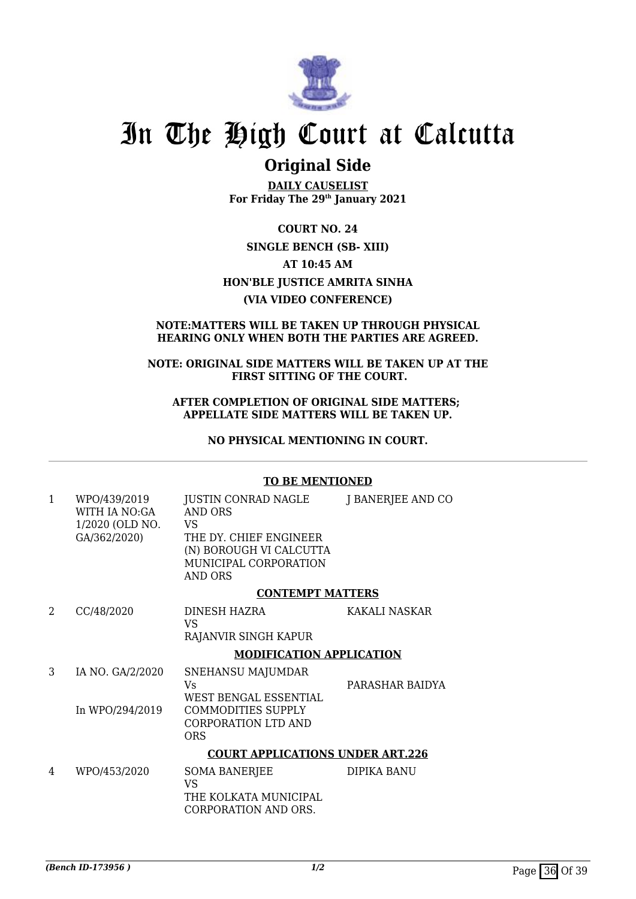# In The High Court at Calcutta

## Original Side

**DAILY CAUSELIST**
**For Friday The 29th January 2021**

**COURT NO. 24**

**SINGLE BENCH (SB- XIII)**

**AT 10:45 AM**

**HON'BLE JUSTICE AMRITA SINHA**

**(VIA VIDEO CONFERENCE)**

**NOTE:MATTERS WILL BE TAKEN UP THROUGH PHYSICAL HEARING ONLY WHEN BOTH THE PARTIES ARE AGREED.**

**NOTE: ORIGINAL SIDE MATTERS WILL BE TAKEN UP AT THE FIRST SITTING OF THE COURT.**

**AFTER COMPLETION OF ORIGINAL SIDE MATTERS; APPELLATE SIDE MATTERS WILL BE TAKEN UP.**

**NO PHYSICAL MENTIONING IN COURT.**

---

**TO BE MENTIONED**

| | | | |
|---|---|---|---|
| 1 | WPO/439/2019 WITH IA NO:GA 1/2020 (OLD NO. GA/362/2020) | JUSTIN CONRAD NAGLE AND ORS VS THE DY. CHIEF ENGINEER (N) BOROUGH VI CALCUTTA MUNICIPAL CORPORATION AND ORS | J BANERJEE AND CO |

**CONTEMPT MATTERS**

| | | | |
|---|---|---|---|
| 2 | CC/48/2020 | DINESH HAZRA VS RAJANVIR SINGH KAPUR | KAKALI NASKAR |

**MODIFICATION APPLICATION**

| | | | |
|---|---|---|---|
| 3 | IA NO. GA/2/2020 In WPO/294/2019 | SNEHANSU MAJUMDAR Vs WEST BENGAL ESSENTIAL COMMODITIES SUPPLY CORPORATION LTD AND ORS | PARASHAR BAIDYA |

**COURT APPLICATIONS UNDER ART.226**

| | | | |
|---|---|---|---|
| 4 | WPO/453/2020 | SOMA BANERJEE VS THE KOLKATA MUNICIPAL CORPORATION AND ORS. | DIPIKA BANU |

*(Bench ID-173956 )* *1/2*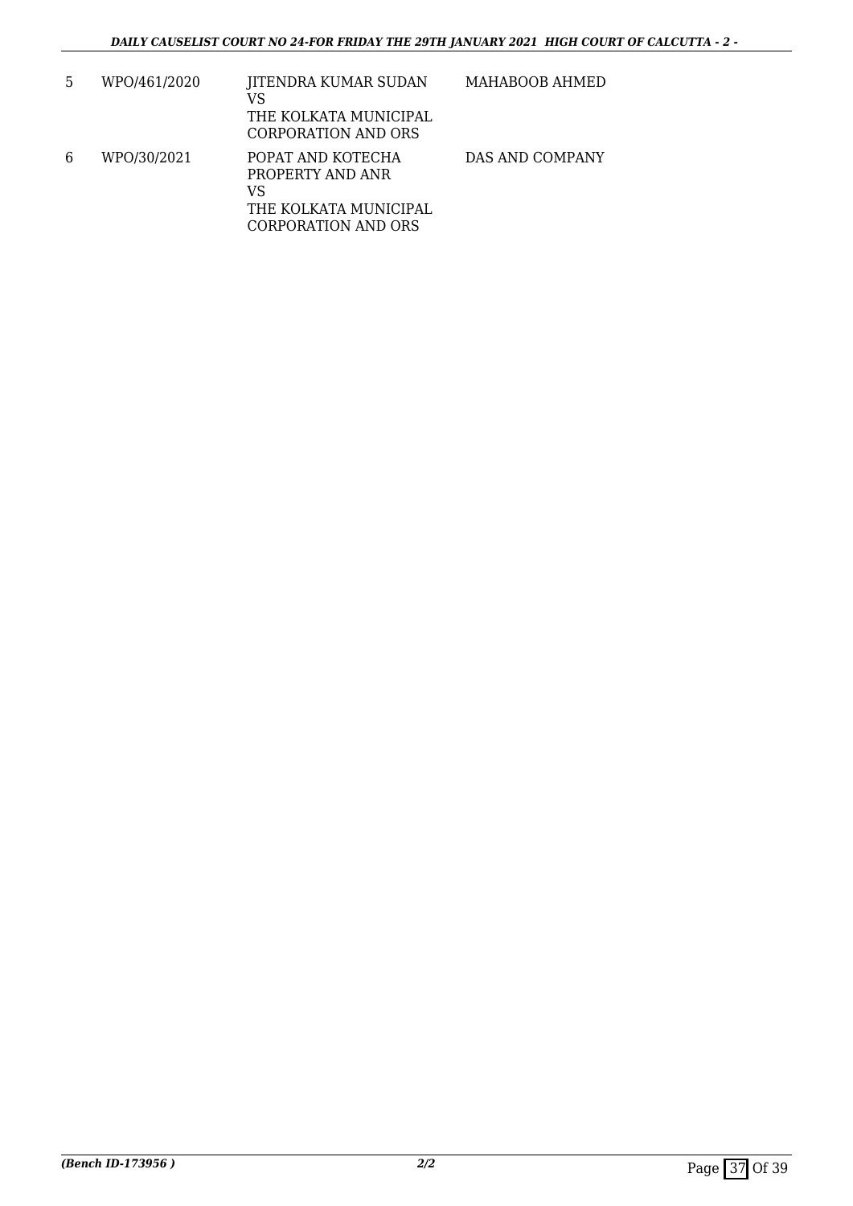| 5 | WPO/461/2020 | JITENDRA KUMAR SUDAN<br>VS<br>THE KOLKATA MUNICIPAL CORPORATION AND ORS | MAHABOOB AHMED |
|---|---|---|---|
| 6 | WPO/30/2021 | POPAT AND KOTECHA PROPERTY AND ANR<br>VS<br>THE KOLKATA MUNICIPAL CORPORATION AND ORS | DAS AND COMPANY |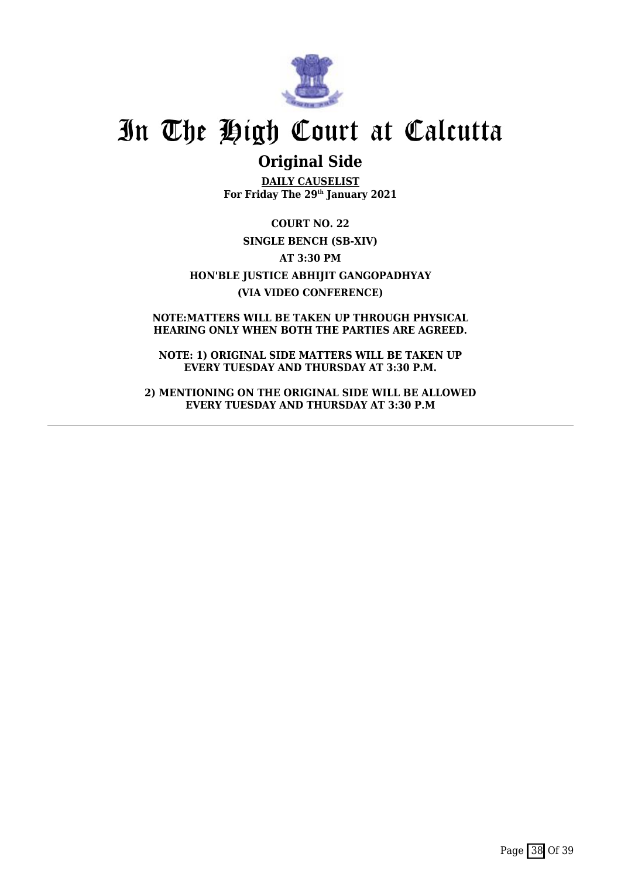# In The High Court at Calcutta

## Original Side

**DAILY CAUSELIST**
**For Friday The 29th January 2021**

**COURT NO. 22**

**SINGLE BENCH (SB-XIV)**

**AT 3:30 PM**

**HON'BLE JUSTICE ABHIJIT GANGOPADHYAY**

**(VIA VIDEO CONFERENCE)**

**NOTE:MATTERS WILL BE TAKEN UP THROUGH PHYSICAL HEARING ONLY WHEN BOTH THE PARTIES ARE AGREED.**

**NOTE: 1) ORIGINAL SIDE MATTERS WILL BE TAKEN UP EVERY TUESDAY AND THURSDAY AT 3:30 P.M.**

**2) MENTIONING ON THE ORIGINAL SIDE WILL BE ALLOWED EVERY TUESDAY AND THURSDAY AT 3:30 P.M**